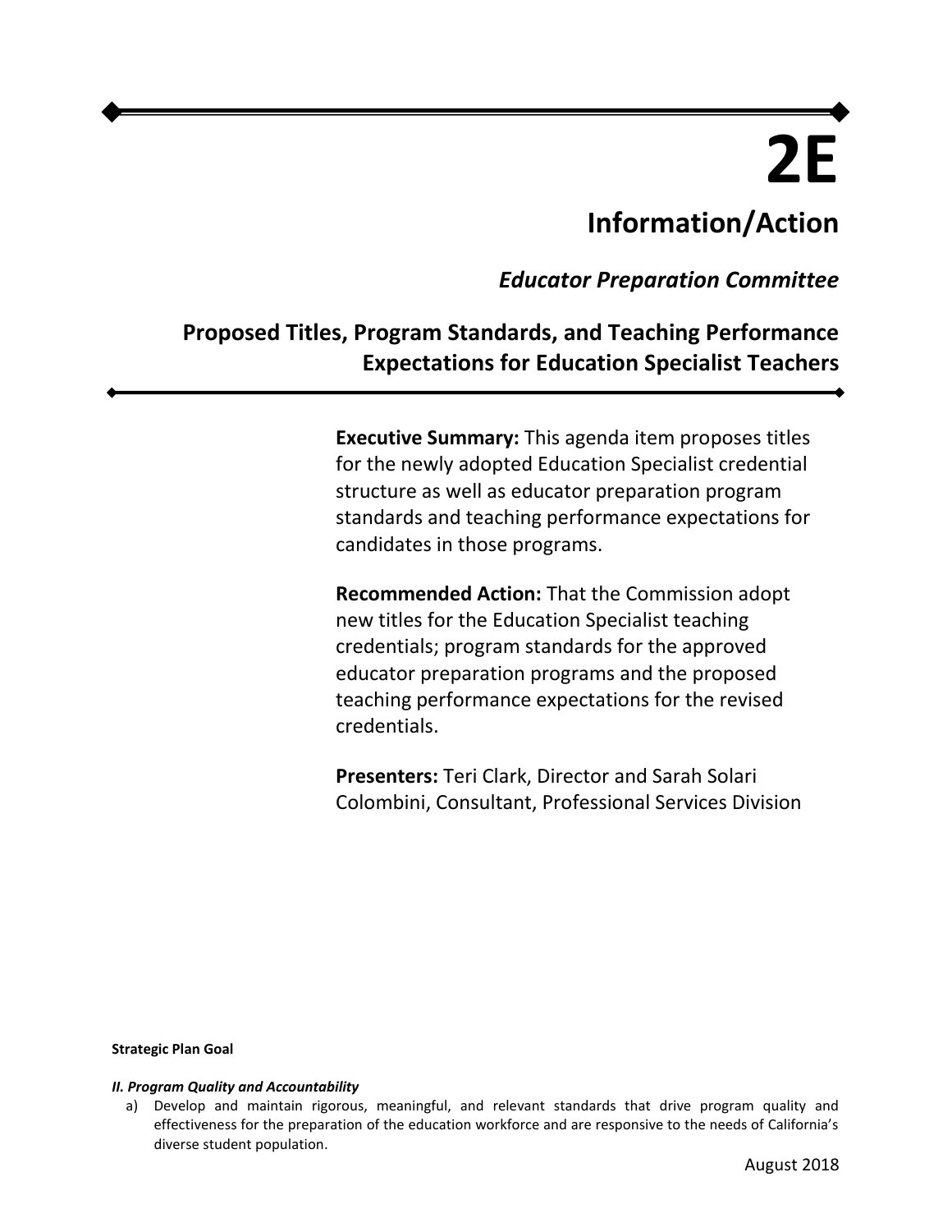# 2E

## Information/Action

### *Educator Preparation Committee*

## Proposed Titles, Program Standards, and Teaching Performance Expectations for Education Specialist Teachers

**Executive Summary:** This agenda item proposes titles for the newly adopted Education Specialist credential structure as well as educator preparation program standards and teaching performance expectations for candidates in those programs.

**Recommended Action:** That the Commission adopt new titles for the Education Specialist teaching credentials; program standards for the approved educator preparation programs and the proposed teaching performance expectations for the revised credentials.

**Presenters:** Teri Clark, Director and Sarah Solari Colombini, Consultant, Professional Services Division

**Strategic Plan Goal**

***II. Program Quality and Accountability***

a) Develop and maintain rigorous, meaningful, and relevant standards that drive program quality and effectiveness for the preparation of the education workforce and are responsive to the needs of California's diverse student population.

August 2018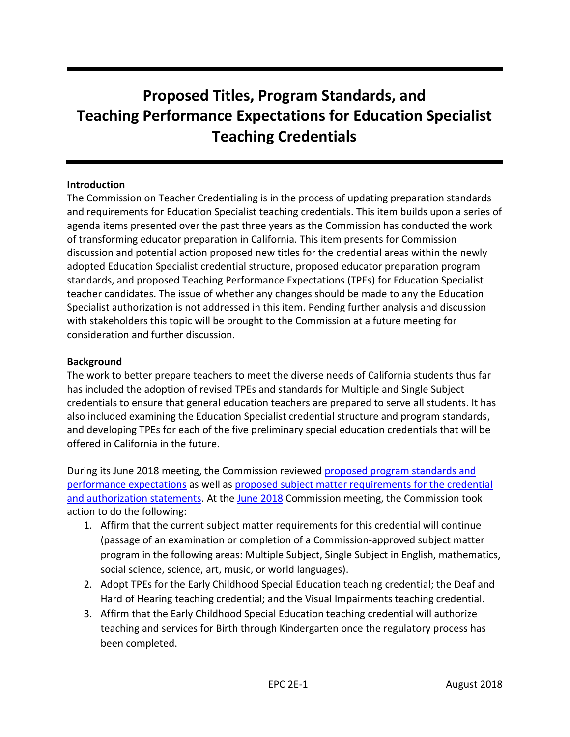# Proposed Titles, Program Standards, and Teaching Performance Expectations for Education Specialist Teaching Credentials

**Introduction**

The Commission on Teacher Credentialing is in the process of updating preparation standards and requirements for Education Specialist teaching credentials. This item builds upon a series of agenda items presented over the past three years as the Commission has conducted the work of transforming educator preparation in California. This item presents for Commission discussion and potential action proposed new titles for the credential areas within the newly adopted Education Specialist credential structure, proposed educator preparation program standards, and proposed Teaching Performance Expectations (TPEs) for Education Specialist teacher candidates. The issue of whether any changes should be made to any the Education Specialist authorization is not addressed in this item. Pending further analysis and discussion with stakeholders this topic will be brought to the Commission at a future meeting for consideration and further discussion.

**Background**

The work to better prepare teachers to meet the diverse needs of California students thus far has included the adoption of revised TPEs and standards for Multiple and Single Subject credentials to ensure that general education teachers are prepared to serve all students. It has also included examining the Education Specialist credential structure and program standards, and developing TPEs for each of the five preliminary special education credentials that will be offered in California in the future.

During its June 2018 meeting, the Commission reviewed proposed program standards and performance expectations as well as proposed subject matter requirements for the credential and authorization statements. At the June 2018 Commission meeting, the Commission took action to do the following:

1. Affirm that the current subject matter requirements for this credential will continue (passage of an examination or completion of a Commission-approved subject matter program in the following areas: Multiple Subject, Single Subject in English, mathematics, social science, science, art, music, or world languages).
2. Adopt TPEs for the Early Childhood Special Education teaching credential; the Deaf and Hard of Hearing teaching credential; and the Visual Impairments teaching credential.
3. Affirm that the Early Childhood Special Education teaching credential will authorize teaching and services for Birth through Kindergarten once the regulatory process has been completed.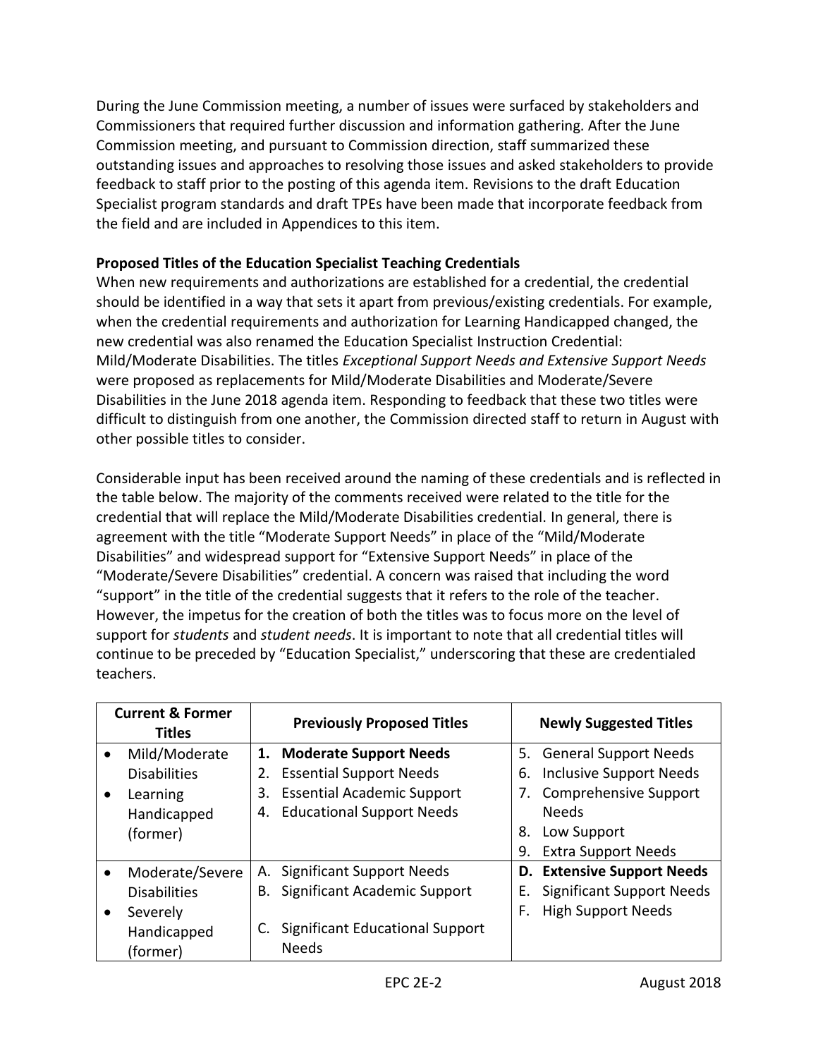During the June Commission meeting, a number of issues were surfaced by stakeholders and Commissioners that required further discussion and information gathering. After the June Commission meeting, and pursuant to Commission direction, staff summarized these outstanding issues and approaches to resolving those issues and asked stakeholders to provide feedback to staff prior to the posting of this agenda item. Revisions to the draft Education Specialist program standards and draft TPEs have been made that incorporate feedback from the field and are included in Appendices to this item.

**Proposed Titles of the Education Specialist Teaching Credentials**

When new requirements and authorizations are established for a credential, the credential should be identified in a way that sets it apart from previous/existing credentials. For example, when the credential requirements and authorization for Learning Handicapped changed, the new credential was also renamed the Education Specialist Instruction Credential: Mild/Moderate Disabilities. The titles *Exceptional Support Needs and Extensive Support Needs* were proposed as replacements for Mild/Moderate Disabilities and Moderate/Severe Disabilities in the June 2018 agenda item. Responding to feedback that these two titles were difficult to distinguish from one another, the Commission directed staff to return in August with other possible titles to consider.

Considerable input has been received around the naming of these credentials and is reflected in the table below. The majority of the comments received were related to the title for the credential that will replace the Mild/Moderate Disabilities credential. In general, there is agreement with the title "Moderate Support Needs" in place of the "Mild/Moderate Disabilities" and widespread support for "Extensive Support Needs" in place of the "Moderate/Severe Disabilities" credential. A concern was raised that including the word "support" in the title of the credential suggests that it refers to the role of the teacher. However, the impetus for the creation of both the titles was to focus more on the level of support for *students* and *student needs*. It is important to note that all credential titles will continue to be preceded by "Education Specialist," underscoring that these are credentialed teachers.

| Current & Former Titles | Previously Proposed Titles | Newly Suggested Titles |
|---|---|---|
| • Mild/Moderate Disabilities<br>• Learning Handicapped (former) | 1. **Moderate Support Needs**<br>2. Essential Support Needs<br>3. Essential Academic Support<br>4. Educational Support Needs | 5. General Support Needs<br>6. Inclusive Support Needs<br>7. Comprehensive Support Needs<br>8. Low Support<br>9. Extra Support Needs |
| • Moderate/Severe Disabilities<br>• Severely Handicapped (former) | A. Significant Support Needs<br>B. Significant Academic Support<br>C. Significant Educational Support Needs | **D. Extensive Support Needs**<br>E. Significant Support Needs<br>F. High Support Needs |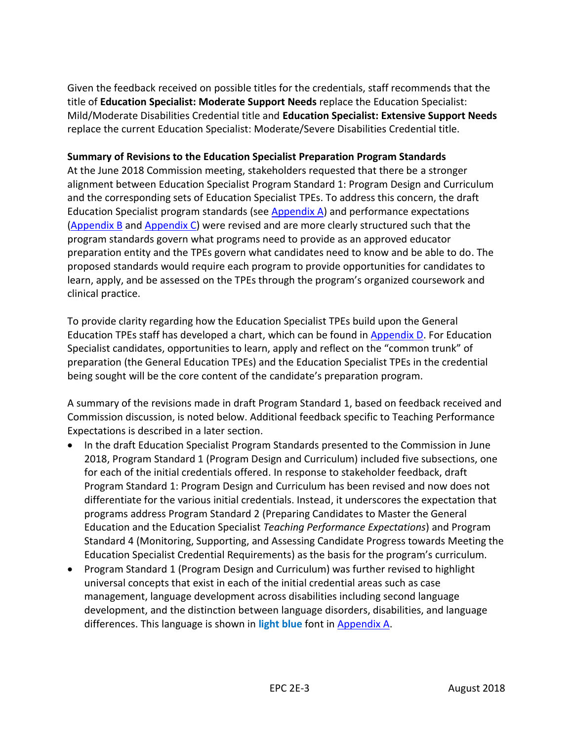Given the feedback received on possible titles for the credentials, staff recommends that the title of **Education Specialist: Moderate Support Needs** replace the Education Specialist: Mild/Moderate Disabilities Credential title and **Education Specialist: Extensive Support Needs** replace the current Education Specialist: Moderate/Severe Disabilities Credential title.

**Summary of Revisions to the Education Specialist Preparation Program Standards**

At the June 2018 Commission meeting, stakeholders requested that there be a stronger alignment between Education Specialist Program Standard 1: Program Design and Curriculum and the corresponding sets of Education Specialist TPEs. To address this concern, the draft Education Specialist program standards (see Appendix A) and performance expectations (Appendix B and Appendix C) were revised and are more clearly structured such that the program standards govern what programs need to provide as an approved educator preparation entity and the TPEs govern what candidates need to know and be able to do. The proposed standards would require each program to provide opportunities for candidates to learn, apply, and be assessed on the TPEs through the program's organized coursework and clinical practice.

To provide clarity regarding how the Education Specialist TPEs build upon the General Education TPEs staff has developed a chart, which can be found in Appendix D. For Education Specialist candidates, opportunities to learn, apply and reflect on the "common trunk" of preparation (the General Education TPEs) and the Education Specialist TPEs in the credential being sought will be the core content of the candidate's preparation program.

A summary of the revisions made in draft Program Standard 1, based on feedback received and Commission discussion, is noted below. Additional feedback specific to Teaching Performance Expectations is described in a later section.

- In the draft Education Specialist Program Standards presented to the Commission in June 2018, Program Standard 1 (Program Design and Curriculum) included five subsections, one for each of the initial credentials offered. In response to stakeholder feedback, draft Program Standard 1: Program Design and Curriculum has been revised and now does not differentiate for the various initial credentials. Instead, it underscores the expectation that programs address Program Standard 2 (Preparing Candidates to Master the General Education and the Education Specialist *Teaching Performance Expectations*) and Program Standard 4 (Monitoring, Supporting, and Assessing Candidate Progress towards Meeting the Education Specialist Credential Requirements) as the basis for the program's curriculum.
- Program Standard 1 (Program Design and Curriculum) was further revised to highlight universal concepts that exist in each of the initial credential areas such as case management, language development across disabilities including second language development, and the distinction between language disorders, disabilities, and language differences. This language is shown in **light blue** font in Appendix A.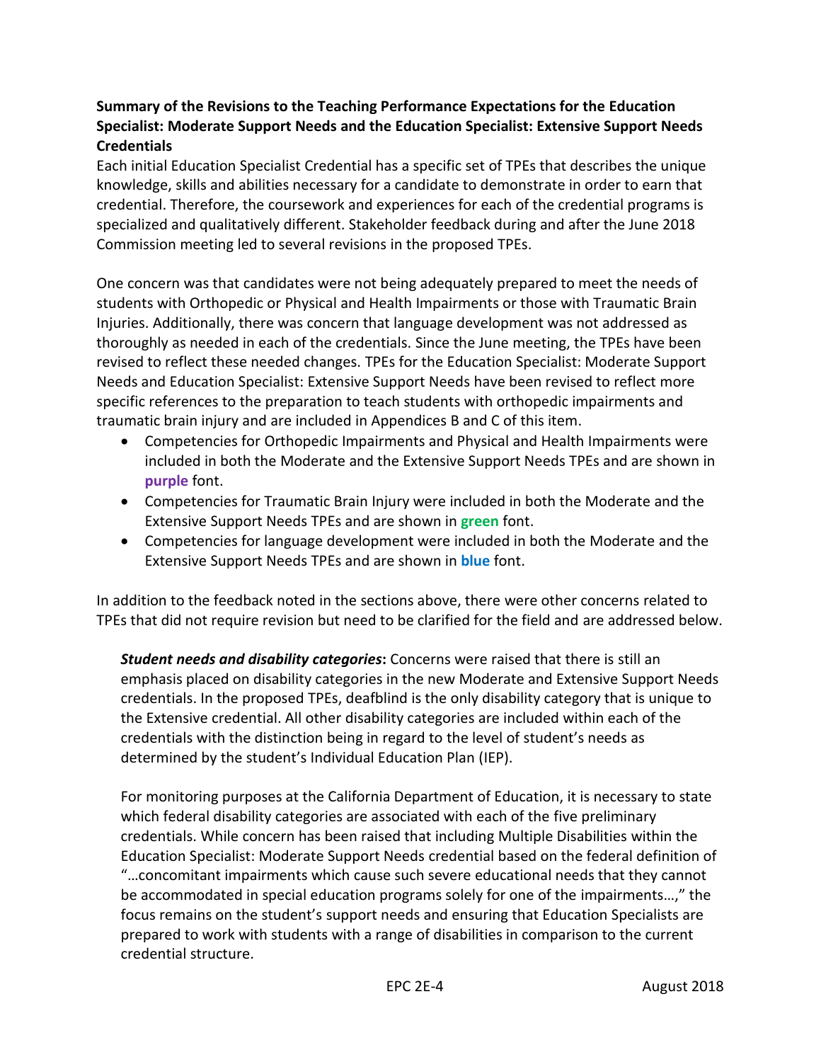**Summary of the Revisions to the Teaching Performance Expectations for the Education Specialist: Moderate Support Needs and the Education Specialist: Extensive Support Needs Credentials**

Each initial Education Specialist Credential has a specific set of TPEs that describes the unique knowledge, skills and abilities necessary for a candidate to demonstrate in order to earn that credential. Therefore, the coursework and experiences for each of the credential programs is specialized and qualitatively different. Stakeholder feedback during and after the June 2018 Commission meeting led to several revisions in the proposed TPEs.

One concern was that candidates were not being adequately prepared to meet the needs of students with Orthopedic or Physical and Health Impairments or those with Traumatic Brain Injuries. Additionally, there was concern that language development was not addressed as thoroughly as needed in each of the credentials. Since the June meeting, the TPEs have been revised to reflect these needed changes. TPEs for the Education Specialist: Moderate Support Needs and Education Specialist: Extensive Support Needs have been revised to reflect more specific references to the preparation to teach students with orthopedic impairments and traumatic brain injury and are included in Appendices B and C of this item.

- Competencies for Orthopedic Impairments and Physical and Health Impairments were included in both the Moderate and the Extensive Support Needs TPEs and are shown in **purple** font.
- Competencies for Traumatic Brain Injury were included in both the Moderate and the Extensive Support Needs TPEs and are shown in **green** font.
- Competencies for language development were included in both the Moderate and the Extensive Support Needs TPEs and are shown in **blue** font.

In addition to the feedback noted in the sections above, there were other concerns related to TPEs that did not require revision but need to be clarified for the field and are addressed below.

***Student needs and disability categories*:** Concerns were raised that there is still an emphasis placed on disability categories in the new Moderate and Extensive Support Needs credentials. In the proposed TPEs, deafblind is the only disability category that is unique to the Extensive credential. All other disability categories are included within each of the credentials with the distinction being in regard to the level of student's needs as determined by the student's Individual Education Plan (IEP).

For monitoring purposes at the California Department of Education, it is necessary to state which federal disability categories are associated with each of the five preliminary credentials. While concern has been raised that including Multiple Disabilities within the Education Specialist: Moderate Support Needs credential based on the federal definition of "…concomitant impairments which cause such severe educational needs that they cannot be accommodated in special education programs solely for one of the impairments…," the focus remains on the student's support needs and ensuring that Education Specialists are prepared to work with students with a range of disabilities in comparison to the current credential structure.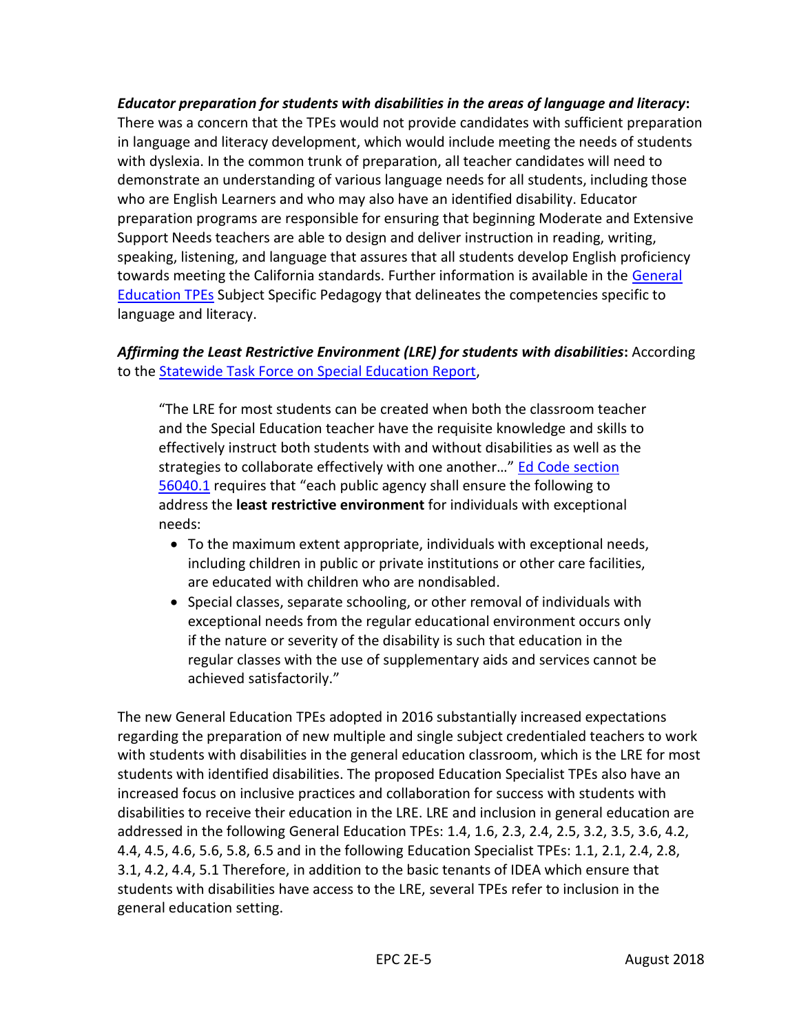***Educator preparation for students with disabilities in the areas of language and literacy*:** There was a concern that the TPEs would not provide candidates with sufficient preparation in language and literacy development, which would include meeting the needs of students with dyslexia. In the common trunk of preparation, all teacher candidates will need to demonstrate an understanding of various language needs for all students, including those who are English Learners and who may also have an identified disability. Educator preparation programs are responsible for ensuring that beginning Moderate and Extensive Support Needs teachers are able to design and deliver instruction in reading, writing, speaking, listening, and language that assures that all students develop English proficiency towards meeting the California standards. Further information is available in the General Education TPEs Subject Specific Pedagogy that delineates the competencies specific to language and literacy.

***Affirming the Least Restrictive Environment (LRE) for students with disabilities*:** According to the Statewide Task Force on Special Education Report,

> "The LRE for most students can be created when both the classroom teacher and the Special Education teacher have the requisite knowledge and skills to effectively instruct both students with and without disabilities as well as the strategies to collaborate effectively with one another…" Ed Code section 56040.1 requires that "each public agency shall ensure the following to address the **least restrictive environment** for individuals with exceptional needs:
>
> - To the maximum extent appropriate, individuals with exceptional needs, including children in public or private institutions or other care facilities, are educated with children who are nondisabled.
> - Special classes, separate schooling, or other removal of individuals with exceptional needs from the regular educational environment occurs only if the nature or severity of the disability is such that education in the regular classes with the use of supplementary aids and services cannot be achieved satisfactorily."

The new General Education TPEs adopted in 2016 substantially increased expectations regarding the preparation of new multiple and single subject credentialed teachers to work with students with disabilities in the general education classroom, which is the LRE for most students with identified disabilities. The proposed Education Specialist TPEs also have an increased focus on inclusive practices and collaboration for success with students with disabilities to receive their education in the LRE. LRE and inclusion in general education are addressed in the following General Education TPEs: 1.4, 1.6, 2.3, 2.4, 2.5, 3.2, 3.5, 3.6, 4.2, 4.4, 4.5, 4.6, 5.6, 5.8, 6.5 and in the following Education Specialist TPEs: 1.1, 2.1, 2.4, 2.8, 3.1, 4.2, 4.4, 5.1 Therefore, in addition to the basic tenants of IDEA which ensure that students with disabilities have access to the LRE, several TPEs refer to inclusion in the general education setting.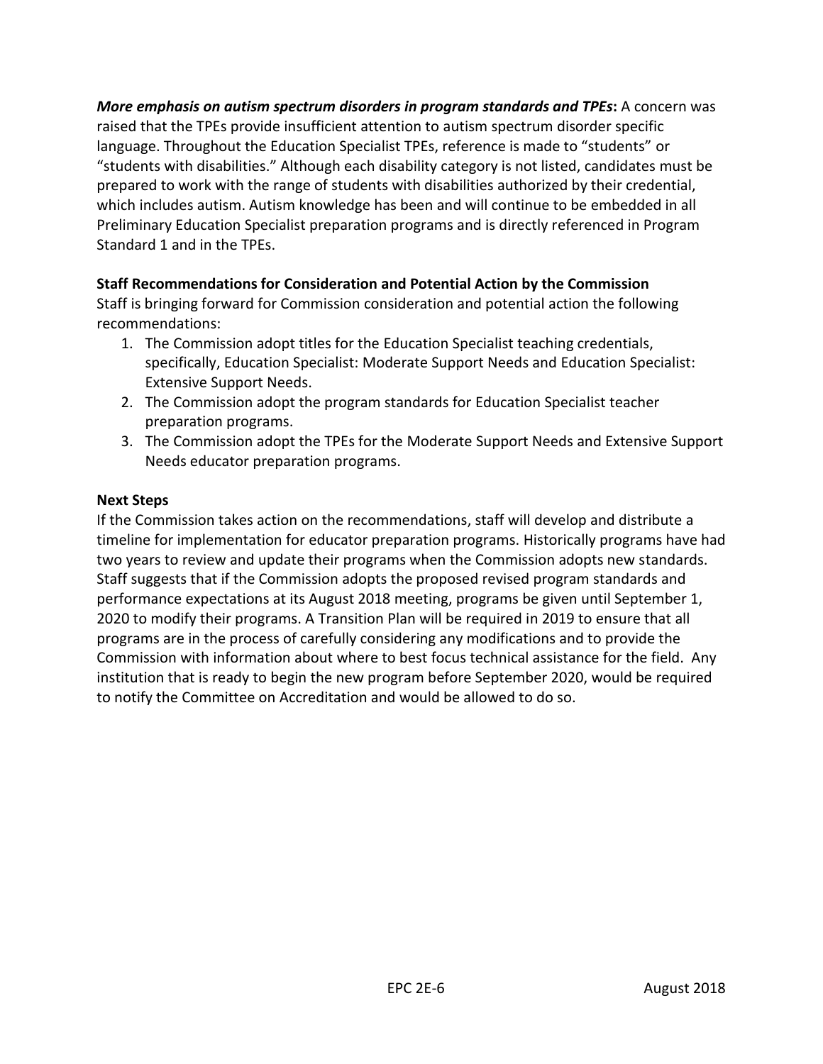***More emphasis on autism spectrum disorders in program standards and TPEs*:** A concern was raised that the TPEs provide insufficient attention to autism spectrum disorder specific language. Throughout the Education Specialist TPEs, reference is made to "students" or "students with disabilities." Although each disability category is not listed, candidates must be prepared to work with the range of students with disabilities authorized by their credential, which includes autism. Autism knowledge has been and will continue to be embedded in all Preliminary Education Specialist preparation programs and is directly referenced in Program Standard 1 and in the TPEs.

**Staff Recommendations for Consideration and Potential Action by the Commission**

Staff is bringing forward for Commission consideration and potential action the following recommendations:

1. The Commission adopt titles for the Education Specialist teaching credentials, specifically, Education Specialist: Moderate Support Needs and Education Specialist: Extensive Support Needs.
2. The Commission adopt the program standards for Education Specialist teacher preparation programs.
3. The Commission adopt the TPEs for the Moderate Support Needs and Extensive Support Needs educator preparation programs.

**Next Steps**

If the Commission takes action on the recommendations, staff will develop and distribute a timeline for implementation for educator preparation programs. Historically programs have had two years to review and update their programs when the Commission adopts new standards. Staff suggests that if the Commission adopts the proposed revised program standards and performance expectations at its August 2018 meeting, programs be given until September 1, 2020 to modify their programs. A Transition Plan will be required in 2019 to ensure that all programs are in the process of carefully considering any modifications and to provide the Commission with information about where to best focus technical assistance for the field. Any institution that is ready to begin the new program before September 2020, would be required to notify the Committee on Accreditation and would be allowed to do so.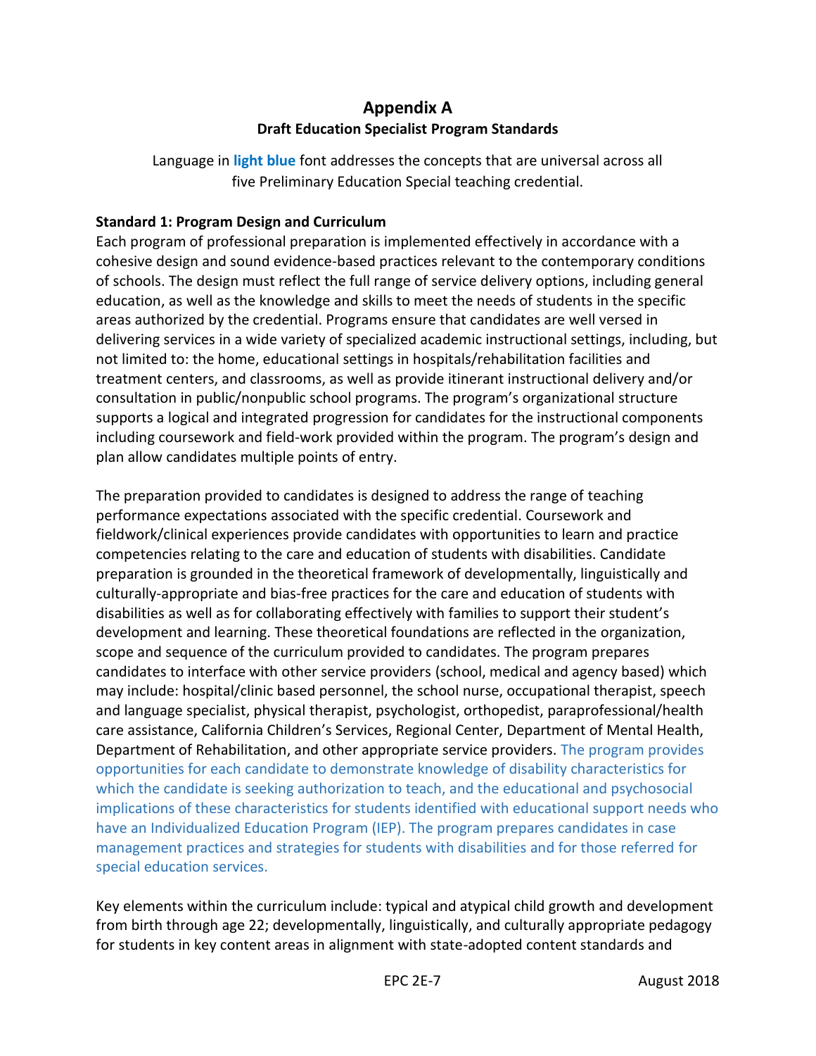# Appendix A

## Draft Education Specialist Program Standards

Language in **light blue** font addresses the concepts that are universal across all five Preliminary Education Special teaching credential.

**Standard 1: Program Design and Curriculum**

Each program of professional preparation is implemented effectively in accordance with a cohesive design and sound evidence-based practices relevant to the contemporary conditions of schools. The design must reflect the full range of service delivery options, including general education, as well as the knowledge and skills to meet the needs of students in the specific areas authorized by the credential. Programs ensure that candidates are well versed in delivering services in a wide variety of specialized academic instructional settings, including, but not limited to: the home, educational settings in hospitals/rehabilitation facilities and treatment centers, and classrooms, as well as provide itinerant instructional delivery and/or consultation in public/nonpublic school programs. The program's organizational structure supports a logical and integrated progression for candidates for the instructional components including coursework and field-work provided within the program. The program's design and plan allow candidates multiple points of entry.

The preparation provided to candidates is designed to address the range of teaching performance expectations associated with the specific credential. Coursework and fieldwork/clinical experiences provide candidates with opportunities to learn and practice competencies relating to the care and education of students with disabilities. Candidate preparation is grounded in the theoretical framework of developmentally, linguistically and culturally-appropriate and bias-free practices for the care and education of students with disabilities as well as for collaborating effectively with families to support their student's development and learning. These theoretical foundations are reflected in the organization, scope and sequence of the curriculum provided to candidates. The program prepares candidates to interface with other service providers (school, medical and agency based) which may include: hospital/clinic based personnel, the school nurse, occupational therapist, speech and language specialist, physical therapist, psychologist, orthopedist, paraprofessional/health care assistance, California Children's Services, Regional Center, Department of Mental Health, Department of Rehabilitation, and other appropriate service providers. The program provides opportunities for each candidate to demonstrate knowledge of disability characteristics for which the candidate is seeking authorization to teach, and the educational and psychosocial implications of these characteristics for students identified with educational support needs who have an Individualized Education Program (IEP). The program prepares candidates in case management practices and strategies for students with disabilities and for those referred for special education services.

Key elements within the curriculum include: typical and atypical child growth and development from birth through age 22; developmentally, linguistically, and culturally appropriate pedagogy for students in key content areas in alignment with state-adopted content standards and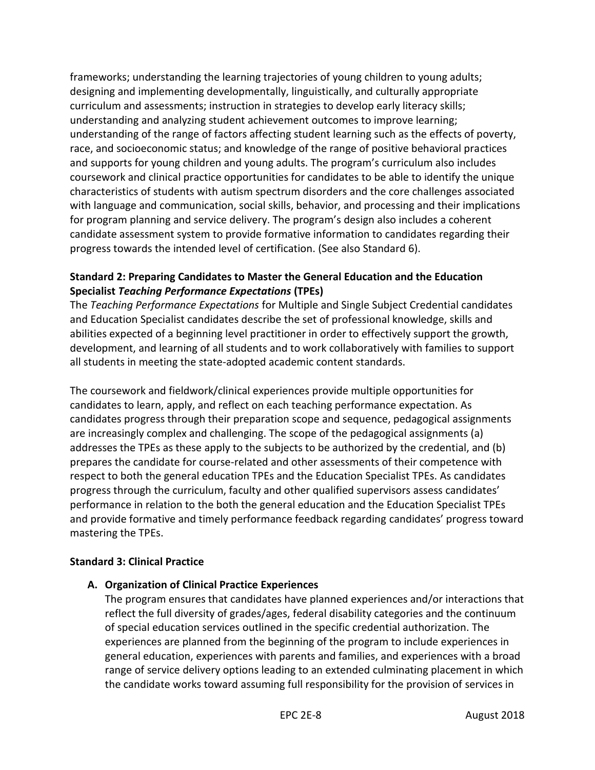frameworks; understanding the learning trajectories of young children to young adults; designing and implementing developmentally, linguistically, and culturally appropriate curriculum and assessments; instruction in strategies to develop early literacy skills; understanding and analyzing student achievement outcomes to improve learning; understanding of the range of factors affecting student learning such as the effects of poverty, race, and socioeconomic status; and knowledge of the range of positive behavioral practices and supports for young children and young adults. The program's curriculum also includes coursework and clinical practice opportunities for candidates to be able to identify the unique characteristics of students with autism spectrum disorders and the core challenges associated with language and communication, social skills, behavior, and processing and their implications for program planning and service delivery. The program's design also includes a coherent candidate assessment system to provide formative information to candidates regarding their progress towards the intended level of certification. (See also Standard 6).

**Standard 2: Preparing Candidates to Master the General Education and the Education Specialist *Teaching Performance Expectations* (TPEs)**

The *Teaching Performance Expectations* for Multiple and Single Subject Credential candidates and Education Specialist candidates describe the set of professional knowledge, skills and abilities expected of a beginning level practitioner in order to effectively support the growth, development, and learning of all students and to work collaboratively with families to support all students in meeting the state-adopted academic content standards.

The coursework and fieldwork/clinical experiences provide multiple opportunities for candidates to learn, apply, and reflect on each teaching performance expectation. As candidates progress through their preparation scope and sequence, pedagogical assignments are increasingly complex and challenging. The scope of the pedagogical assignments (a) addresses the TPEs as these apply to the subjects to be authorized by the credential, and (b) prepares the candidate for course-related and other assessments of their competence with respect to both the general education TPEs and the Education Specialist TPEs. As candidates progress through the curriculum, faculty and other qualified supervisors assess candidates' performance in relation to the both the general education and the Education Specialist TPEs and provide formative and timely performance feedback regarding candidates' progress toward mastering the TPEs.

**Standard 3: Clinical Practice**

**A. Organization of Clinical Practice Experiences**

The program ensures that candidates have planned experiences and/or interactions that reflect the full diversity of grades/ages, federal disability categories and the continuum of special education services outlined in the specific credential authorization. The experiences are planned from the beginning of the program to include experiences in general education, experiences with parents and families, and experiences with a broad range of service delivery options leading to an extended culminating placement in which the candidate works toward assuming full responsibility for the provision of services in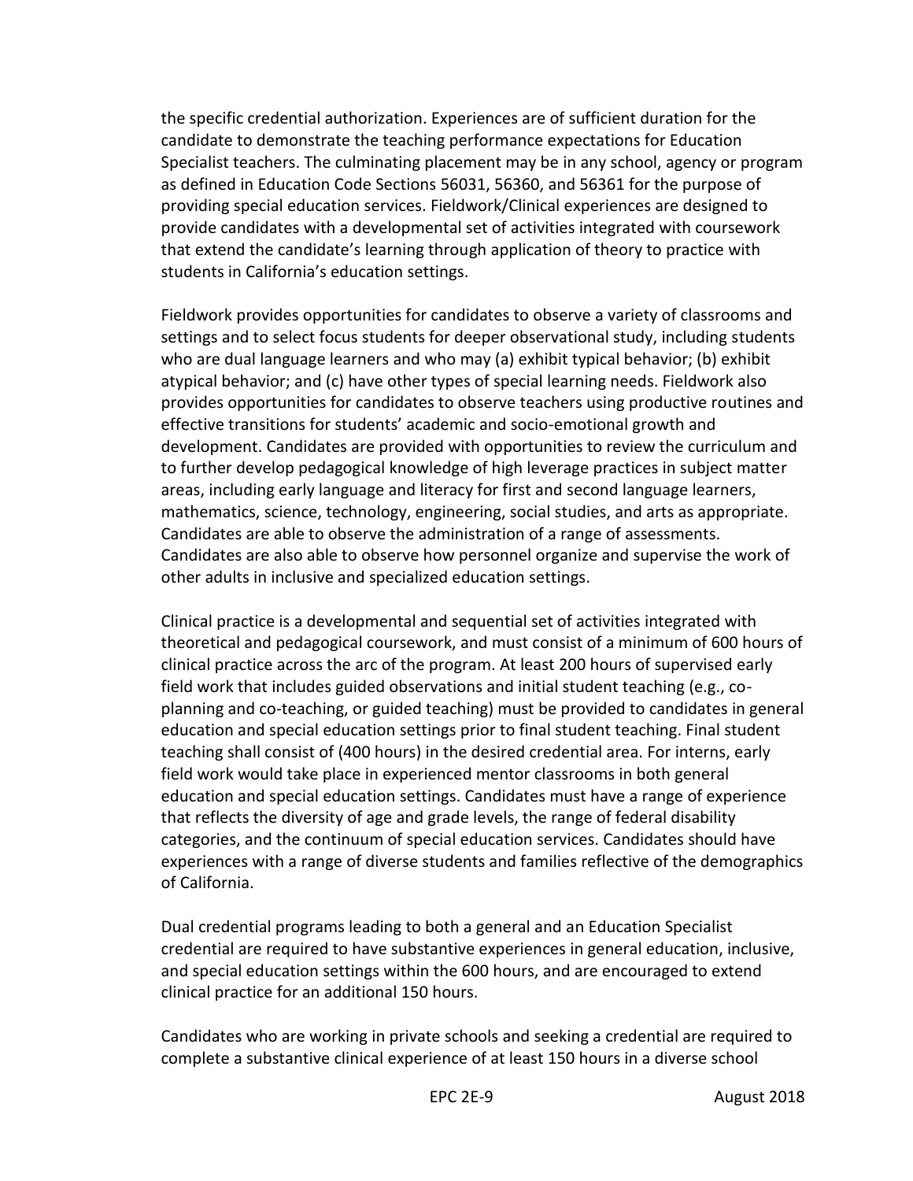the specific credential authorization. Experiences are of sufficient duration for the candidate to demonstrate the teaching performance expectations for Education Specialist teachers. The culminating placement may be in any school, agency or program as defined in Education Code Sections 56031, 56360, and 56361 for the purpose of providing special education services. Fieldwork/Clinical experiences are designed to provide candidates with a developmental set of activities integrated with coursework that extend the candidate's learning through application of theory to practice with students in California's education settings.

Fieldwork provides opportunities for candidates to observe a variety of classrooms and settings and to select focus students for deeper observational study, including students who are dual language learners and who may (a) exhibit typical behavior; (b) exhibit atypical behavior; and (c) have other types of special learning needs. Fieldwork also provides opportunities for candidates to observe teachers using productive routines and effective transitions for students' academic and socio-emotional growth and development. Candidates are provided with opportunities to review the curriculum and to further develop pedagogical knowledge of high leverage practices in subject matter areas, including early language and literacy for first and second language learners, mathematics, science, technology, engineering, social studies, and arts as appropriate. Candidates are able to observe the administration of a range of assessments. Candidates are also able to observe how personnel organize and supervise the work of other adults in inclusive and specialized education settings.

Clinical practice is a developmental and sequential set of activities integrated with theoretical and pedagogical coursework, and must consist of a minimum of 600 hours of clinical practice across the arc of the program. At least 200 hours of supervised early field work that includes guided observations and initial student teaching (e.g., co-planning and co-teaching, or guided teaching) must be provided to candidates in general education and special education settings prior to final student teaching. Final student teaching shall consist of (400 hours) in the desired credential area. For interns, early field work would take place in experienced mentor classrooms in both general education and special education settings. Candidates must have a range of experience that reflects the diversity of age and grade levels, the range of federal disability categories, and the continuum of special education services. Candidates should have experiences with a range of diverse students and families reflective of the demographics of California.

Dual credential programs leading to both a general and an Education Specialist credential are required to have substantive experiences in general education, inclusive, and special education settings within the 600 hours, and are encouraged to extend clinical practice for an additional 150 hours.

Candidates who are working in private schools and seeking a credential are required to complete a substantive clinical experience of at least 150 hours in a diverse school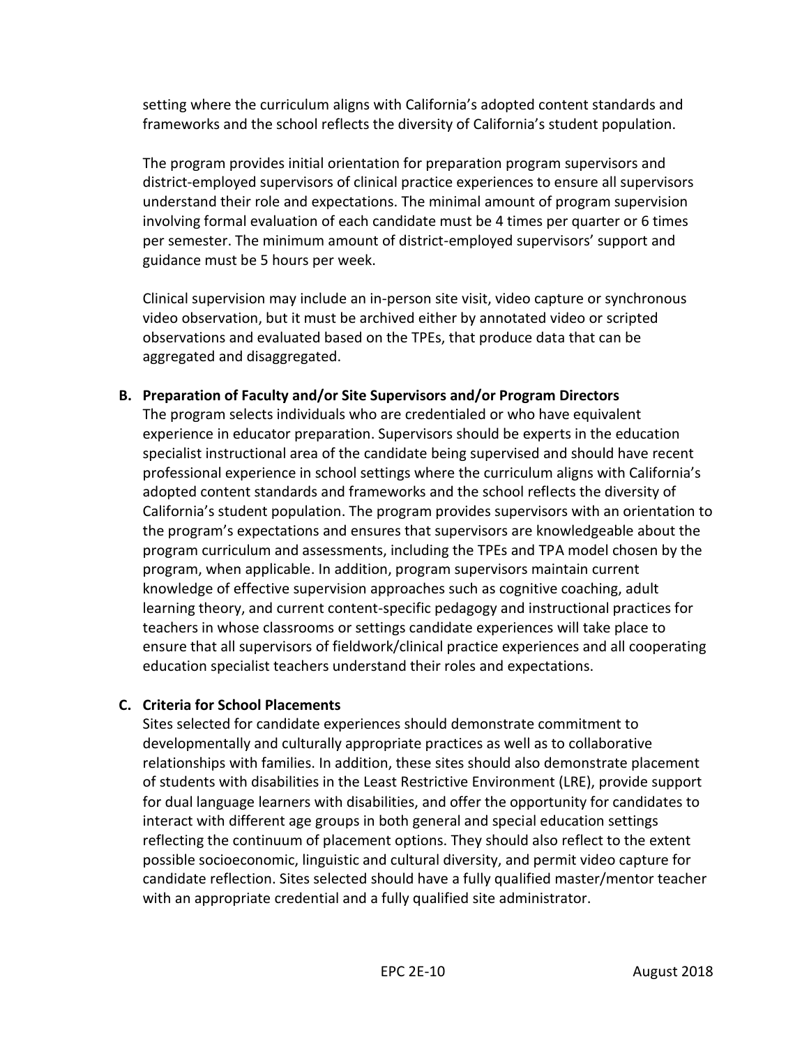setting where the curriculum aligns with California's adopted content standards and frameworks and the school reflects the diversity of California's student population.

The program provides initial orientation for preparation program supervisors and district-employed supervisors of clinical practice experiences to ensure all supervisors understand their role and expectations. The minimal amount of program supervision involving formal evaluation of each candidate must be 4 times per quarter or 6 times per semester. The minimum amount of district-employed supervisors' support and guidance must be 5 hours per week.

Clinical supervision may include an in-person site visit, video capture or synchronous video observation, but it must be archived either by annotated video or scripted observations and evaluated based on the TPEs, that produce data that can be aggregated and disaggregated.

**B. Preparation of Faculty and/or Site Supervisors and/or Program Directors**

The program selects individuals who are credentialed or who have equivalent experience in educator preparation. Supervisors should be experts in the education specialist instructional area of the candidate being supervised and should have recent professional experience in school settings where the curriculum aligns with California's adopted content standards and frameworks and the school reflects the diversity of California's student population. The program provides supervisors with an orientation to the program's expectations and ensures that supervisors are knowledgeable about the program curriculum and assessments, including the TPEs and TPA model chosen by the program, when applicable. In addition, program supervisors maintain current knowledge of effective supervision approaches such as cognitive coaching, adult learning theory, and current content-specific pedagogy and instructional practices for teachers in whose classrooms or settings candidate experiences will take place to ensure that all supervisors of fieldwork/clinical practice experiences and all cooperating education specialist teachers understand their roles and expectations.

**C. Criteria for School Placements**

Sites selected for candidate experiences should demonstrate commitment to developmentally and culturally appropriate practices as well as to collaborative relationships with families. In addition, these sites should also demonstrate placement of students with disabilities in the Least Restrictive Environment (LRE), provide support for dual language learners with disabilities, and offer the opportunity for candidates to interact with different age groups in both general and special education settings reflecting the continuum of placement options. They should also reflect to the extent possible socioeconomic, linguistic and cultural diversity, and permit video capture for candidate reflection. Sites selected should have a fully qualified master/mentor teacher with an appropriate credential and a fully qualified site administrator.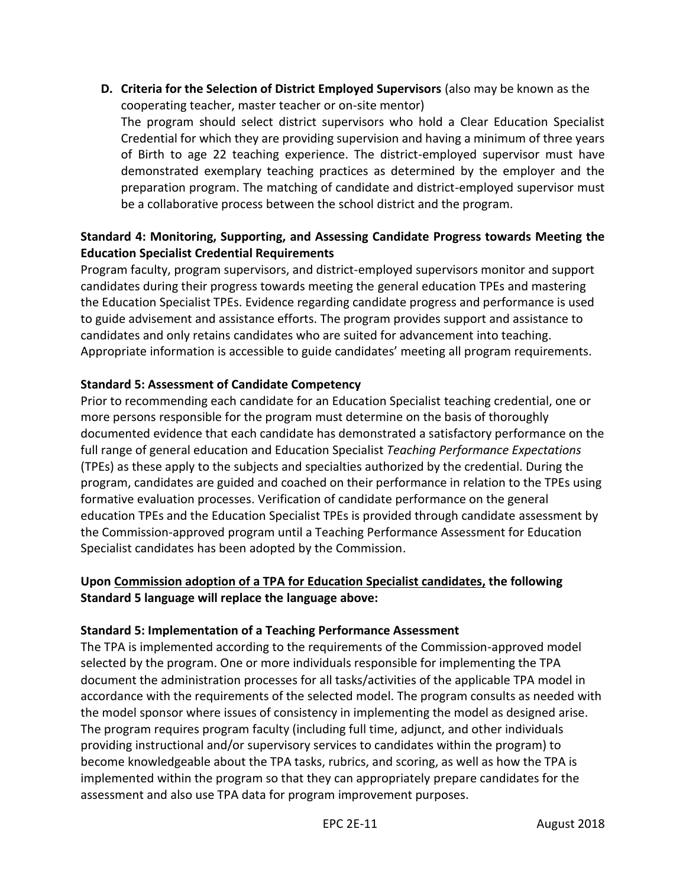**D. Criteria for the Selection of District Employed Supervisors** (also may be known as the cooperating teacher, master teacher or on-site mentor)

The program should select district supervisors who hold a Clear Education Specialist Credential for which they are providing supervision and having a minimum of three years of Birth to age 22 teaching experience. The district-employed supervisor must have demonstrated exemplary teaching practices as determined by the employer and the preparation program. The matching of candidate and district-employed supervisor must be a collaborative process between the school district and the program.

**Standard 4: Monitoring, Supporting, and Assessing Candidate Progress towards Meeting the Education Specialist Credential Requirements**

Program faculty, program supervisors, and district-employed supervisors monitor and support candidates during their progress towards meeting the general education TPEs and mastering the Education Specialist TPEs. Evidence regarding candidate progress and performance is used to guide advisement and assistance efforts. The program provides support and assistance to candidates and only retains candidates who are suited for advancement into teaching. Appropriate information is accessible to guide candidates' meeting all program requirements.

**Standard 5: Assessment of Candidate Competency**

Prior to recommending each candidate for an Education Specialist teaching credential, one or more persons responsible for the program must determine on the basis of thoroughly documented evidence that each candidate has demonstrated a satisfactory performance on the full range of general education and Education Specialist *Teaching Performance Expectations* (TPEs) as these apply to the subjects and specialties authorized by the credential. During the program, candidates are guided and coached on their performance in relation to the TPEs using formative evaluation processes. Verification of candidate performance on the general education TPEs and the Education Specialist TPEs is provided through candidate assessment by the Commission-approved program until a Teaching Performance Assessment for Education Specialist candidates has been adopted by the Commission.

**Upon Commission adoption of a TPA for Education Specialist candidates, the following Standard 5 language will replace the language above:**

**Standard 5: Implementation of a Teaching Performance Assessment**

The TPA is implemented according to the requirements of the Commission-approved model selected by the program. One or more individuals responsible for implementing the TPA document the administration processes for all tasks/activities of the applicable TPA model in accordance with the requirements of the selected model. The program consults as needed with the model sponsor where issues of consistency in implementing the model as designed arise. The program requires program faculty (including full time, adjunct, and other individuals providing instructional and/or supervisory services to candidates within the program) to become knowledgeable about the TPA tasks, rubrics, and scoring, as well as how the TPA is implemented within the program so that they can appropriately prepare candidates for the assessment and also use TPA data for program improvement purposes.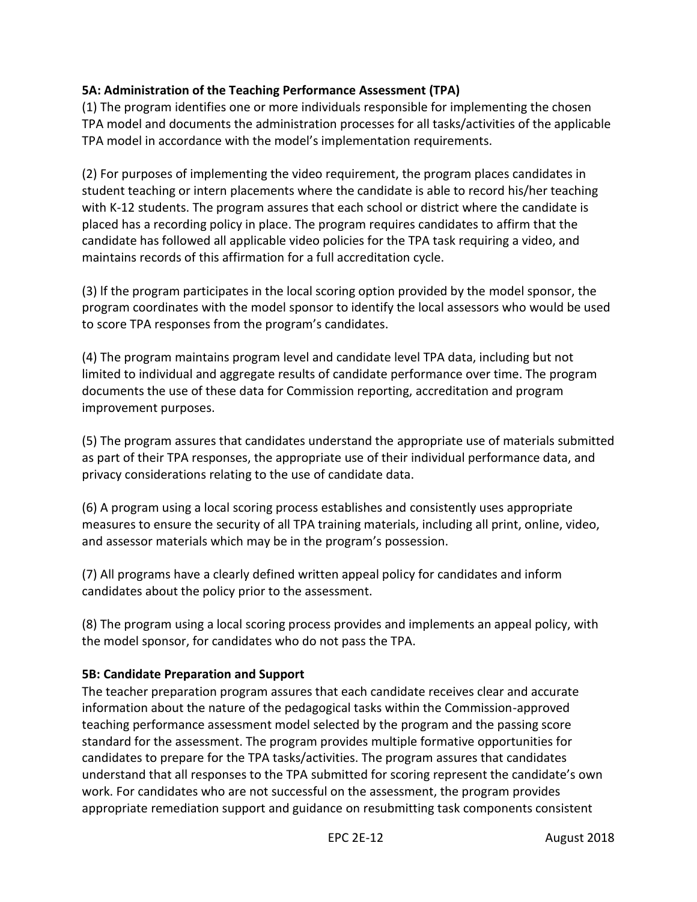**5A: Administration of the Teaching Performance Assessment (TPA)**

(1) The program identifies one or more individuals responsible for implementing the chosen TPA model and documents the administration processes for all tasks/activities of the applicable TPA model in accordance with the model's implementation requirements.

(2) For purposes of implementing the video requirement, the program places candidates in student teaching or intern placements where the candidate is able to record his/her teaching with K-12 students. The program assures that each school or district where the candidate is placed has a recording policy in place. The program requires candidates to affirm that the candidate has followed all applicable video policies for the TPA task requiring a video, and maintains records of this affirmation for a full accreditation cycle.

(3) If the program participates in the local scoring option provided by the model sponsor, the program coordinates with the model sponsor to identify the local assessors who would be used to score TPA responses from the program's candidates.

(4) The program maintains program level and candidate level TPA data, including but not limited to individual and aggregate results of candidate performance over time. The program documents the use of these data for Commission reporting, accreditation and program improvement purposes.

(5) The program assures that candidates understand the appropriate use of materials submitted as part of their TPA responses, the appropriate use of their individual performance data, and privacy considerations relating to the use of candidate data.

(6) A program using a local scoring process establishes and consistently uses appropriate measures to ensure the security of all TPA training materials, including all print, online, video, and assessor materials which may be in the program's possession.

(7) All programs have a clearly defined written appeal policy for candidates and inform candidates about the policy prior to the assessment.

(8) The program using a local scoring process provides and implements an appeal policy, with the model sponsor, for candidates who do not pass the TPA.

**5B: Candidate Preparation and Support**

The teacher preparation program assures that each candidate receives clear and accurate information about the nature of the pedagogical tasks within the Commission-approved teaching performance assessment model selected by the program and the passing score standard for the assessment. The program provides multiple formative opportunities for candidates to prepare for the TPA tasks/activities. The program assures that candidates understand that all responses to the TPA submitted for scoring represent the candidate's own work. For candidates who are not successful on the assessment, the program provides appropriate remediation support and guidance on resubmitting task components consistent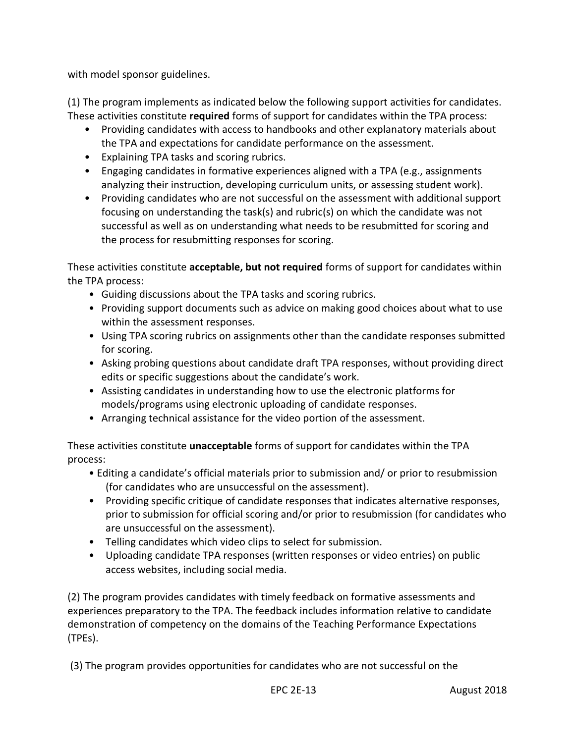with model sponsor guidelines.

(1) The program implements as indicated below the following support activities for candidates. These activities constitute **required** forms of support for candidates within the TPA process:

- Providing candidates with access to handbooks and other explanatory materials about the TPA and expectations for candidate performance on the assessment.
- Explaining TPA tasks and scoring rubrics.
- Engaging candidates in formative experiences aligned with a TPA (e.g., assignments analyzing their instruction, developing curriculum units, or assessing student work).
- Providing candidates who are not successful on the assessment with additional support focusing on understanding the task(s) and rubric(s) on which the candidate was not successful as well as on understanding what needs to be resubmitted for scoring and the process for resubmitting responses for scoring.

These activities constitute **acceptable, but not required** forms of support for candidates within the TPA process:

- Guiding discussions about the TPA tasks and scoring rubrics.
- Providing support documents such as advice on making good choices about what to use within the assessment responses.
- Using TPA scoring rubrics on assignments other than the candidate responses submitted for scoring.
- Asking probing questions about candidate draft TPA responses, without providing direct edits or specific suggestions about the candidate's work.
- Assisting candidates in understanding how to use the electronic platforms for models/programs using electronic uploading of candidate responses.
- Arranging technical assistance for the video portion of the assessment.

These activities constitute **unacceptable** forms of support for candidates within the TPA process:

- Editing a candidate's official materials prior to submission and/ or prior to resubmission (for candidates who are unsuccessful on the assessment).
- Providing specific critique of candidate responses that indicates alternative responses, prior to submission for official scoring and/or prior to resubmission (for candidates who are unsuccessful on the assessment).
- Telling candidates which video clips to select for submission.
- Uploading candidate TPA responses (written responses or video entries) on public access websites, including social media.

(2) The program provides candidates with timely feedback on formative assessments and experiences preparatory to the TPA. The feedback includes information relative to candidate demonstration of competency on the domains of the Teaching Performance Expectations (TPEs).

(3) The program provides opportunities for candidates who are not successful on the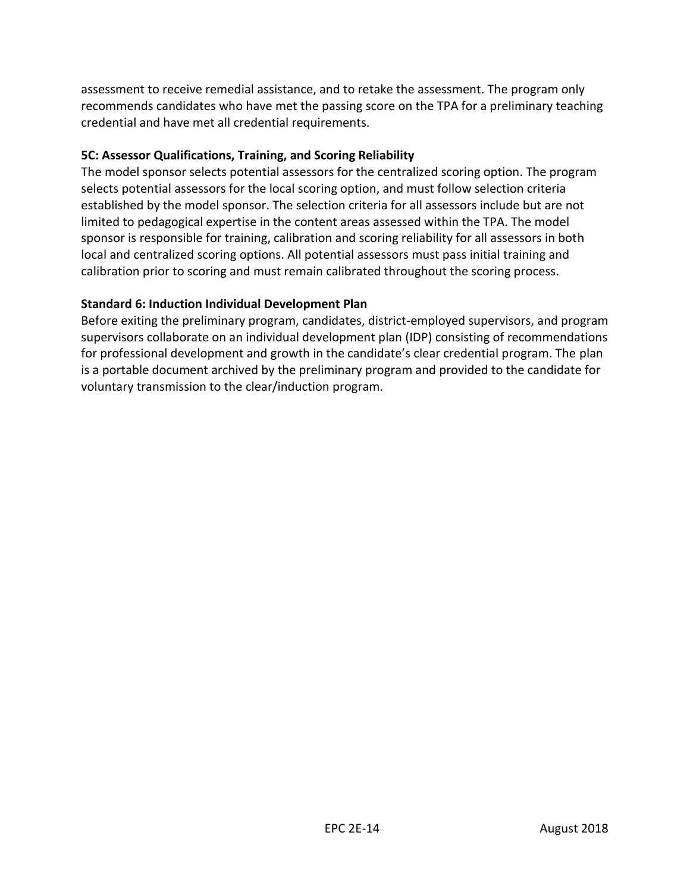assessment to receive remedial assistance, and to retake the assessment. The program only recommends candidates who have met the passing score on the TPA for a preliminary teaching credential and have met all credential requirements.

**5C: Assessor Qualifications, Training, and Scoring Reliability**

The model sponsor selects potential assessors for the centralized scoring option. The program selects potential assessors for the local scoring option, and must follow selection criteria established by the model sponsor. The selection criteria for all assessors include but are not limited to pedagogical expertise in the content areas assessed within the TPA. The model sponsor is responsible for training, calibration and scoring reliability for all assessors in both local and centralized scoring options. All potential assessors must pass initial training and calibration prior to scoring and must remain calibrated throughout the scoring process.

**Standard 6: Induction Individual Development Plan**

Before exiting the preliminary program, candidates, district-employed supervisors, and program supervisors collaborate on an individual development plan (IDP) consisting of recommendations for professional development and growth in the candidate's clear credential program. The plan is a portable document archived by the preliminary program and provided to the candidate for voluntary transmission to the clear/induction program.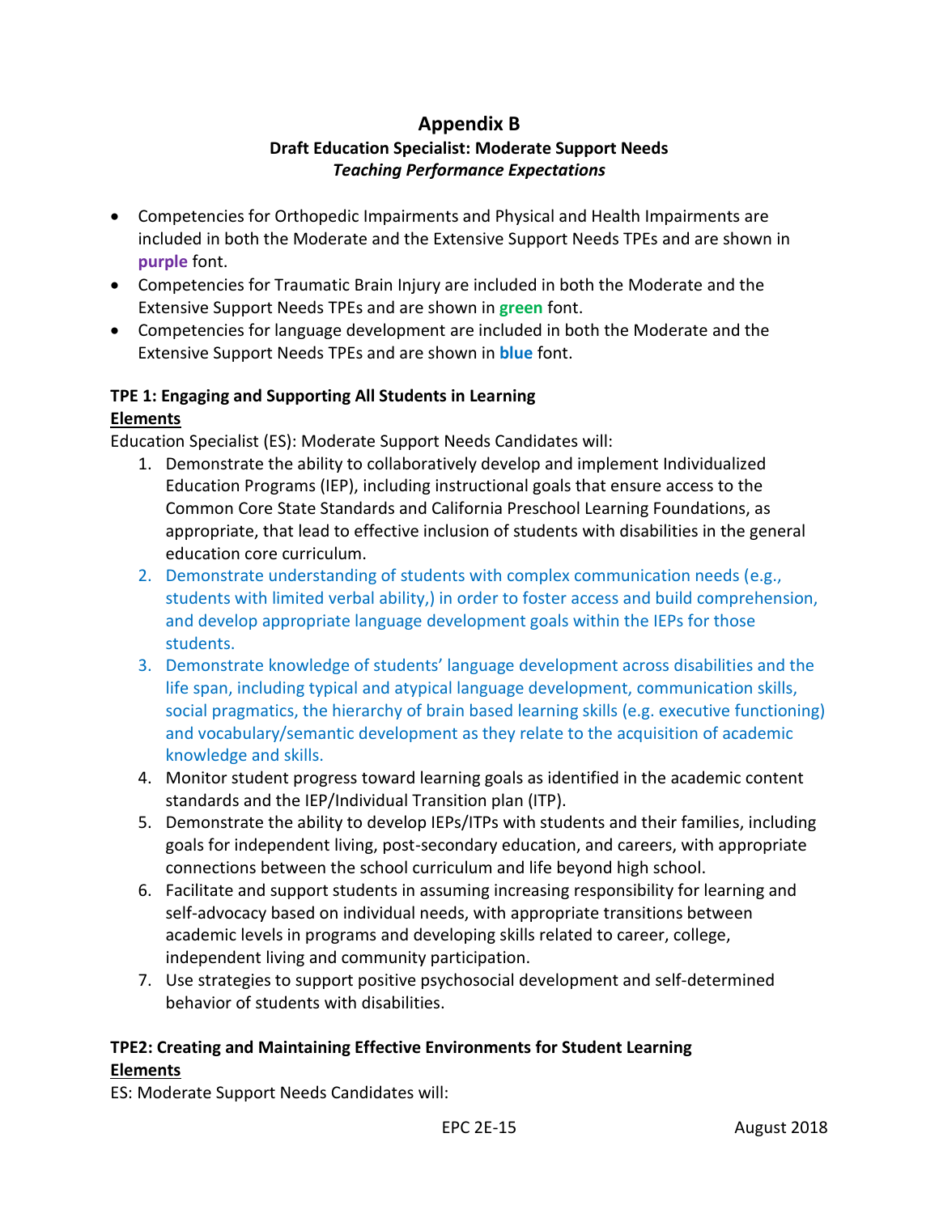## Appendix B

### Draft Education Specialist: Moderate Support Needs

***Teaching Performance Expectations***

- Competencies for Orthopedic Impairments and Physical and Health Impairments are included in both the Moderate and the Extensive Support Needs TPEs and are shown in **purple** font.
- Competencies for Traumatic Brain Injury are included in both the Moderate and the Extensive Support Needs TPEs and are shown in **green** font.
- Competencies for language development are included in both the Moderate and the Extensive Support Needs TPEs and are shown in **blue** font.

**TPE 1: Engaging and Supporting All Students in Learning**

**Elements**

Education Specialist (ES): Moderate Support Needs Candidates will:

1. Demonstrate the ability to collaboratively develop and implement Individualized Education Programs (IEP), including instructional goals that ensure access to the Common Core State Standards and California Preschool Learning Foundations, as appropriate, that lead to effective inclusion of students with disabilities in the general education core curriculum.
2. Demonstrate understanding of students with complex communication needs (e.g., students with limited verbal ability,) in order to foster access and build comprehension, and develop appropriate language development goals within the IEPs for those students.
3. Demonstrate knowledge of students' language development across disabilities and the life span, including typical and atypical language development, communication skills, social pragmatics, the hierarchy of brain based learning skills (e.g. executive functioning) and vocabulary/semantic development as they relate to the acquisition of academic knowledge and skills.
4. Monitor student progress toward learning goals as identified in the academic content standards and the IEP/Individual Transition plan (ITP).
5. Demonstrate the ability to develop IEPs/ITPs with students and their families, including goals for independent living, post-secondary education, and careers, with appropriate connections between the school curriculum and life beyond high school.
6. Facilitate and support students in assuming increasing responsibility for learning and self-advocacy based on individual needs, with appropriate transitions between academic levels in programs and developing skills related to career, college, independent living and community participation.
7. Use strategies to support positive psychosocial development and self-determined behavior of students with disabilities.

**TPE2: Creating and Maintaining Effective Environments for Student Learning**

**Elements**

ES: Moderate Support Needs Candidates will: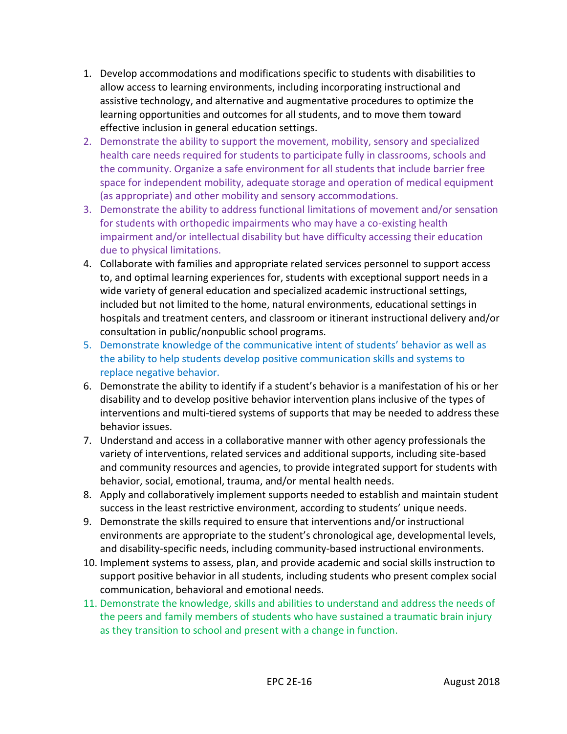1. Develop accommodations and modifications specific to students with disabilities to allow access to learning environments, including incorporating instructional and assistive technology, and alternative and augmentative procedures to optimize the learning opportunities and outcomes for all students, and to move them toward effective inclusion in general education settings.
2. Demonstrate the ability to support the movement, mobility, sensory and specialized health care needs required for students to participate fully in classrooms, schools and the community. Organize a safe environment for all students that include barrier free space for independent mobility, adequate storage and operation of medical equipment (as appropriate) and other mobility and sensory accommodations.
3. Demonstrate the ability to address functional limitations of movement and/or sensation for students with orthopedic impairments who may have a co-existing health impairment and/or intellectual disability but have difficulty accessing their education due to physical limitations.
4. Collaborate with families and appropriate related services personnel to support access to, and optimal learning experiences for, students with exceptional support needs in a wide variety of general education and specialized academic instructional settings, included but not limited to the home, natural environments, educational settings in hospitals and treatment centers, and classroom or itinerant instructional delivery and/or consultation in public/nonpublic school programs.
5. Demonstrate knowledge of the communicative intent of students' behavior as well as the ability to help students develop positive communication skills and systems to replace negative behavior.
6. Demonstrate the ability to identify if a student's behavior is a manifestation of his or her disability and to develop positive behavior intervention plans inclusive of the types of interventions and multi-tiered systems of supports that may be needed to address these behavior issues.
7. Understand and access in a collaborative manner with other agency professionals the variety of interventions, related services and additional supports, including site-based and community resources and agencies, to provide integrated support for students with behavior, social, emotional, trauma, and/or mental health needs.
8. Apply and collaboratively implement supports needed to establish and maintain student success in the least restrictive environment, according to students' unique needs.
9. Demonstrate the skills required to ensure that interventions and/or instructional environments are appropriate to the student's chronological age, developmental levels, and disability-specific needs, including community-based instructional environments.
10. Implement systems to assess, plan, and provide academic and social skills instruction to support positive behavior in all students, including students who present complex social communication, behavioral and emotional needs.
11. Demonstrate the knowledge, skills and abilities to understand and address the needs of the peers and family members of students who have sustained a traumatic brain injury as they transition to school and present with a change in function.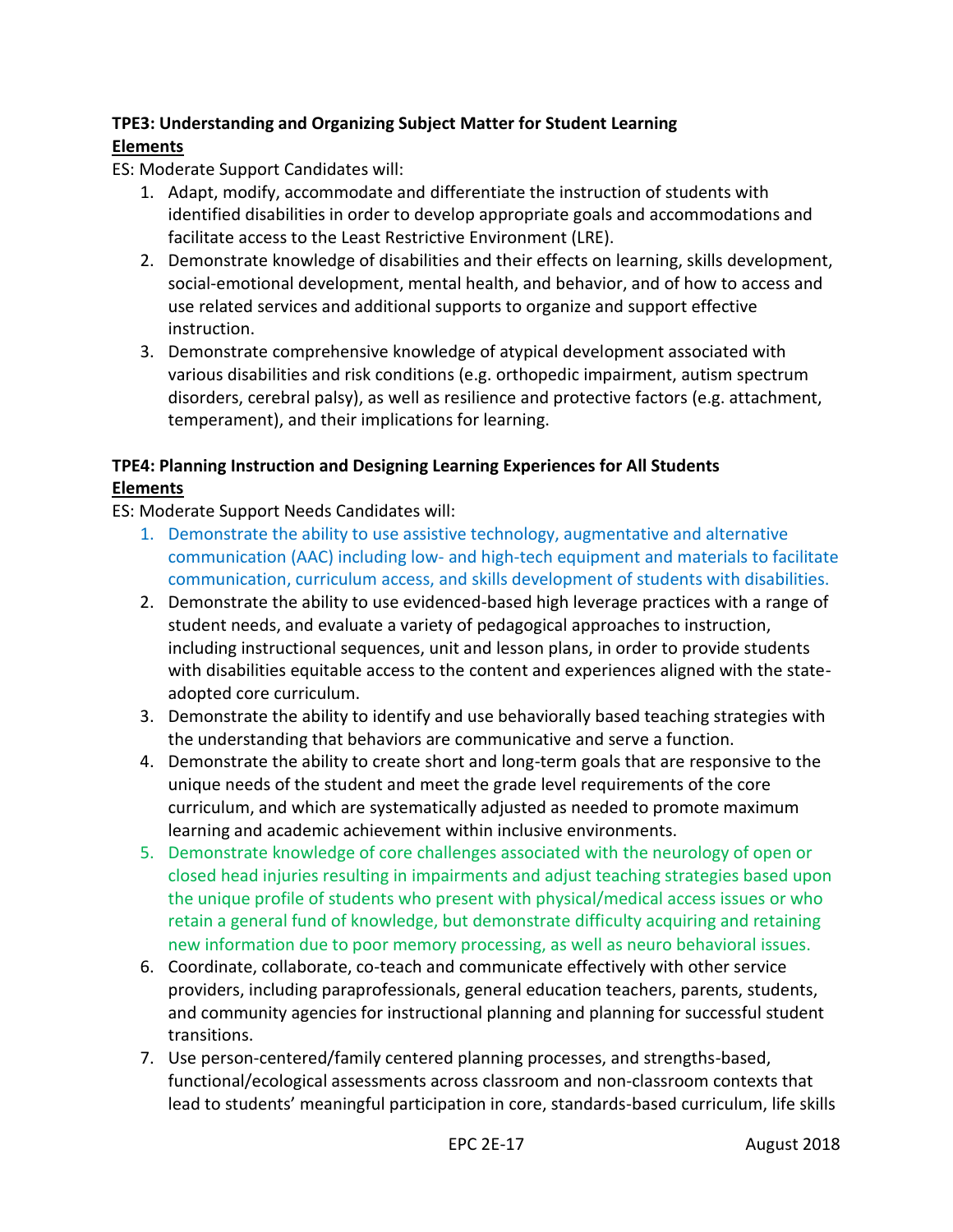**TPE3: Understanding and Organizing Subject Matter for Student Learning**

**Elements**

ES: Moderate Support Candidates will:

1. Adapt, modify, accommodate and differentiate the instruction of students with identified disabilities in order to develop appropriate goals and accommodations and facilitate access to the Least Restrictive Environment (LRE).
2. Demonstrate knowledge of disabilities and their effects on learning, skills development, social-emotional development, mental health, and behavior, and of how to access and use related services and additional supports to organize and support effective instruction.
3. Demonstrate comprehensive knowledge of atypical development associated with various disabilities and risk conditions (e.g. orthopedic impairment, autism spectrum disorders, cerebral palsy), as well as resilience and protective factors (e.g. attachment, temperament), and their implications for learning.

**TPE4: Planning Instruction and Designing Learning Experiences for All Students**

**Elements**

ES: Moderate Support Needs Candidates will:

1. Demonstrate the ability to use assistive technology, augmentative and alternative communication (AAC) including low- and high-tech equipment and materials to facilitate communication, curriculum access, and skills development of students with disabilities.
2. Demonstrate the ability to use evidenced-based high leverage practices with a range of student needs, and evaluate a variety of pedagogical approaches to instruction, including instructional sequences, unit and lesson plans, in order to provide students with disabilities equitable access to the content and experiences aligned with the state-adopted core curriculum.
3. Demonstrate the ability to identify and use behaviorally based teaching strategies with the understanding that behaviors are communicative and serve a function.
4. Demonstrate the ability to create short and long-term goals that are responsive to the unique needs of the student and meet the grade level requirements of the core curriculum, and which are systematically adjusted as needed to promote maximum learning and academic achievement within inclusive environments.
5. Demonstrate knowledge of core challenges associated with the neurology of open or closed head injuries resulting in impairments and adjust teaching strategies based upon the unique profile of students who present with physical/medical access issues or who retain a general fund of knowledge, but demonstrate difficulty acquiring and retaining new information due to poor memory processing, as well as neuro behavioral issues.
6. Coordinate, collaborate, co-teach and communicate effectively with other service providers, including paraprofessionals, general education teachers, parents, students, and community agencies for instructional planning and planning for successful student transitions.
7. Use person-centered/family centered planning processes, and strengths-based, functional/ecological assessments across classroom and non-classroom contexts that lead to students' meaningful participation in core, standards-based curriculum, life skills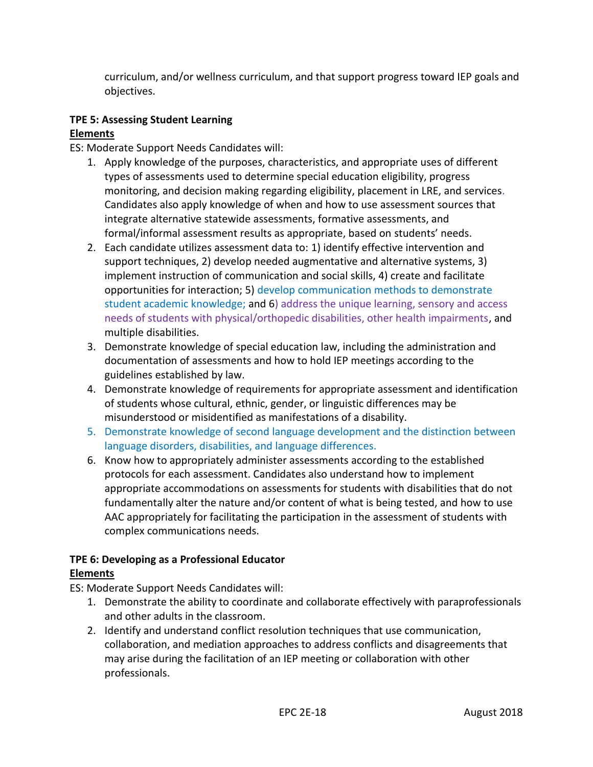curriculum, and/or wellness curriculum, and that support progress toward IEP goals and objectives.

**TPE 5: Assessing Student Learning**

**Elements**

ES: Moderate Support Needs Candidates will:

1. Apply knowledge of the purposes, characteristics, and appropriate uses of different types of assessments used to determine special education eligibility, progress monitoring, and decision making regarding eligibility, placement in LRE, and services. Candidates also apply knowledge of when and how to use assessment sources that integrate alternative statewide assessments, formative assessments, and formal/informal assessment results as appropriate, based on students' needs.
2. Each candidate utilizes assessment data to: 1) identify effective intervention and support techniques, 2) develop needed augmentative and alternative systems, 3) implement instruction of communication and social skills, 4) create and facilitate opportunities for interaction; 5) develop communication methods to demonstrate student academic knowledge; and 6) address the unique learning, sensory and access needs of students with physical/orthopedic disabilities, other health impairments, and multiple disabilities.
3. Demonstrate knowledge of special education law, including the administration and documentation of assessments and how to hold IEP meetings according to the guidelines established by law.
4. Demonstrate knowledge of requirements for appropriate assessment and identification of students whose cultural, ethnic, gender, or linguistic differences may be misunderstood or misidentified as manifestations of a disability.
5. Demonstrate knowledge of second language development and the distinction between language disorders, disabilities, and language differences.
6. Know how to appropriately administer assessments according to the established protocols for each assessment. Candidates also understand how to implement appropriate accommodations on assessments for students with disabilities that do not fundamentally alter the nature and/or content of what is being tested, and how to use AAC appropriately for facilitating the participation in the assessment of students with complex communications needs.

**TPE 6: Developing as a Professional Educator**

**Elements**

ES: Moderate Support Needs Candidates will:

1. Demonstrate the ability to coordinate and collaborate effectively with paraprofessionals and other adults in the classroom.
2. Identify and understand conflict resolution techniques that use communication, collaboration, and mediation approaches to address conflicts and disagreements that may arise during the facilitation of an IEP meeting or collaboration with other professionals.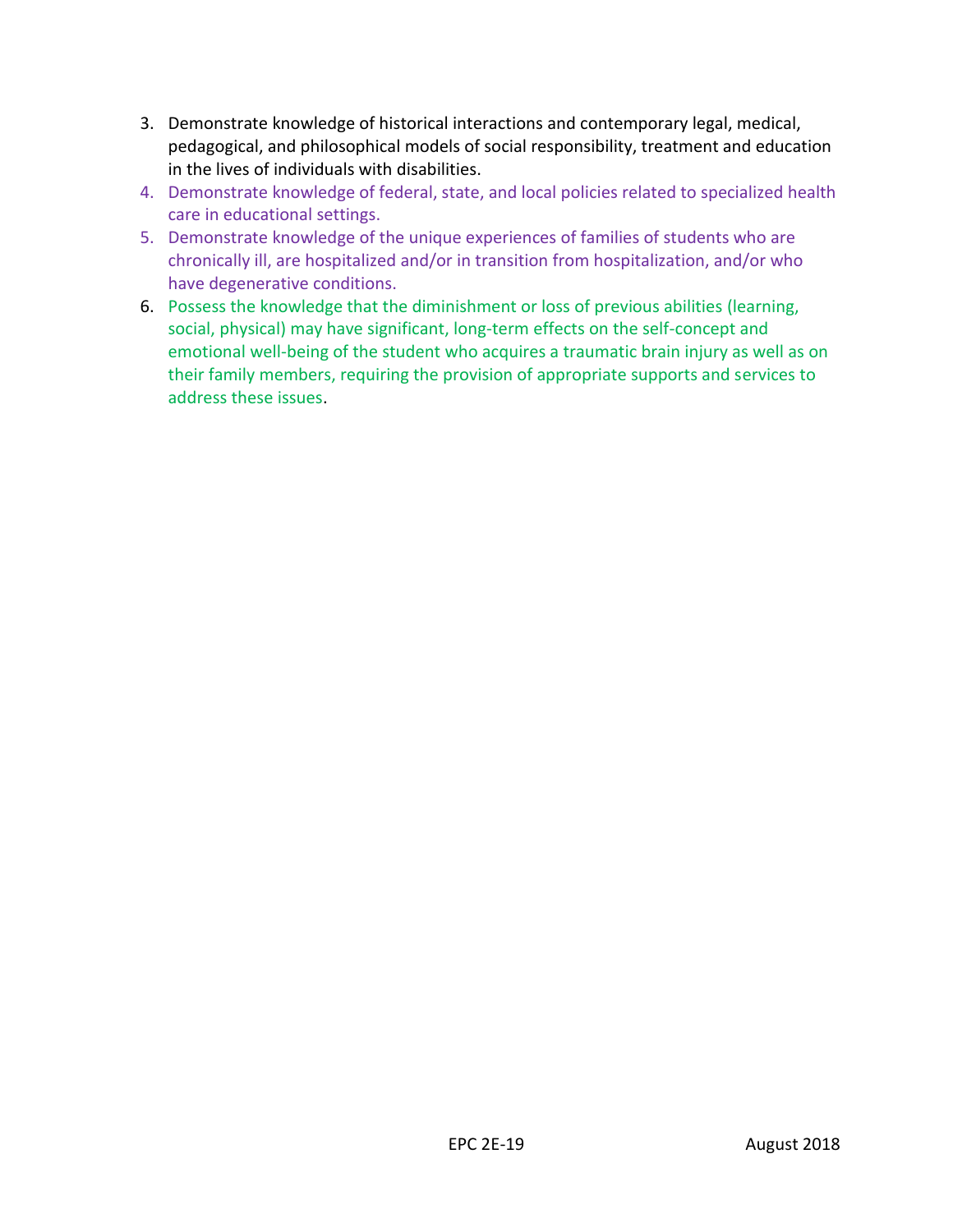3. Demonstrate knowledge of historical interactions and contemporary legal, medical, pedagogical, and philosophical models of social responsibility, treatment and education in the lives of individuals with disabilities.
4. Demonstrate knowledge of federal, state, and local policies related to specialized health care in educational settings.
5. Demonstrate knowledge of the unique experiences of families of students who are chronically ill, are hospitalized and/or in transition from hospitalization, and/or who have degenerative conditions.
6. Possess the knowledge that the diminishment or loss of previous abilities (learning, social, physical) may have significant, long-term effects on the self-concept and emotional well-being of the student who acquires a traumatic brain injury as well as on their family members, requiring the provision of appropriate supports and services to address these issues.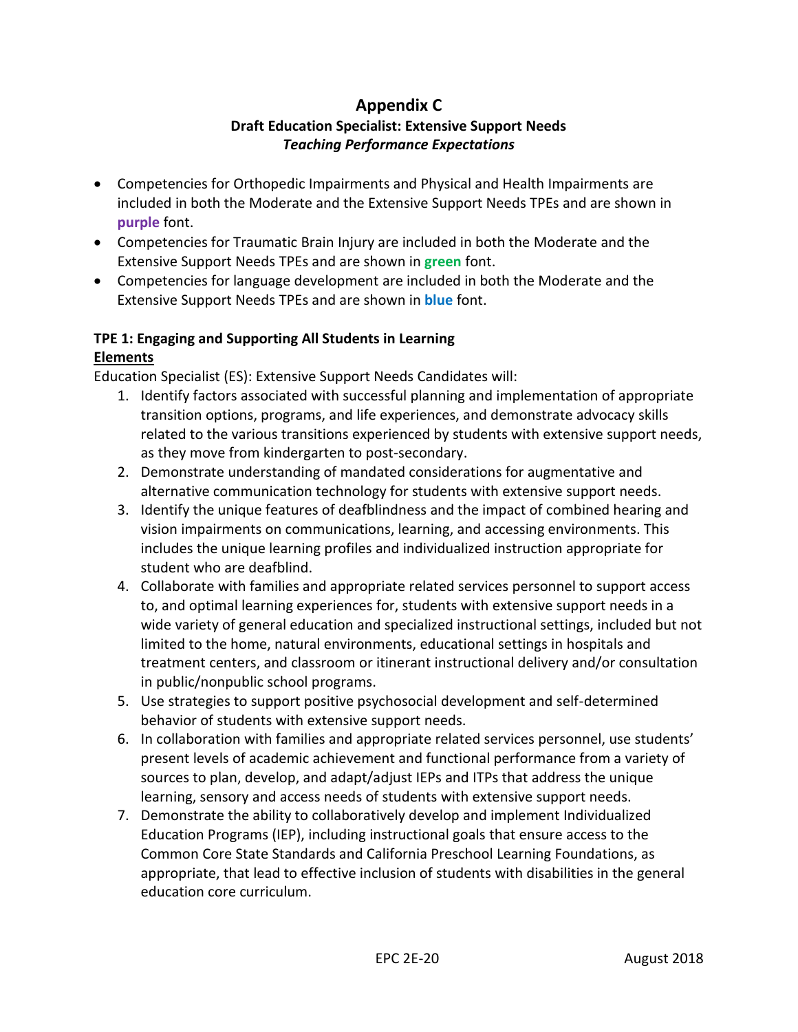# Appendix C

## Draft Education Specialist: Extensive Support Needs

### *Teaching Performance Expectations*

- Competencies for Orthopedic Impairments and Physical and Health Impairments are included in both the Moderate and the Extensive Support Needs TPEs and are shown in **purple** font.
- Competencies for Traumatic Brain Injury are included in both the Moderate and the Extensive Support Needs TPEs and are shown in **green** font.
- Competencies for language development are included in both the Moderate and the Extensive Support Needs TPEs and are shown in **blue** font.

**TPE 1: Engaging and Supporting All Students in Learning**

**Elements**

Education Specialist (ES): Extensive Support Needs Candidates will:

1. Identify factors associated with successful planning and implementation of appropriate transition options, programs, and life experiences, and demonstrate advocacy skills related to the various transitions experienced by students with extensive support needs, as they move from kindergarten to post-secondary.
2. Demonstrate understanding of mandated considerations for augmentative and alternative communication technology for students with extensive support needs.
3. Identify the unique features of deafblindness and the impact of combined hearing and vision impairments on communications, learning, and accessing environments. This includes the unique learning profiles and individualized instruction appropriate for student who are deafblind.
4. Collaborate with families and appropriate related services personnel to support access to, and optimal learning experiences for, students with extensive support needs in a wide variety of general education and specialized instructional settings, included but not limited to the home, natural environments, educational settings in hospitals and treatment centers, and classroom or itinerant instructional delivery and/or consultation in public/nonpublic school programs.
5. Use strategies to support positive psychosocial development and self-determined behavior of students with extensive support needs.
6. In collaboration with families and appropriate related services personnel, use students' present levels of academic achievement and functional performance from a variety of sources to plan, develop, and adapt/adjust IEPs and ITPs that address the unique learning, sensory and access needs of students with extensive support needs.
7. Demonstrate the ability to collaboratively develop and implement Individualized Education Programs (IEP), including instructional goals that ensure access to the Common Core State Standards and California Preschool Learning Foundations, as appropriate, that lead to effective inclusion of students with disabilities in the general education core curriculum.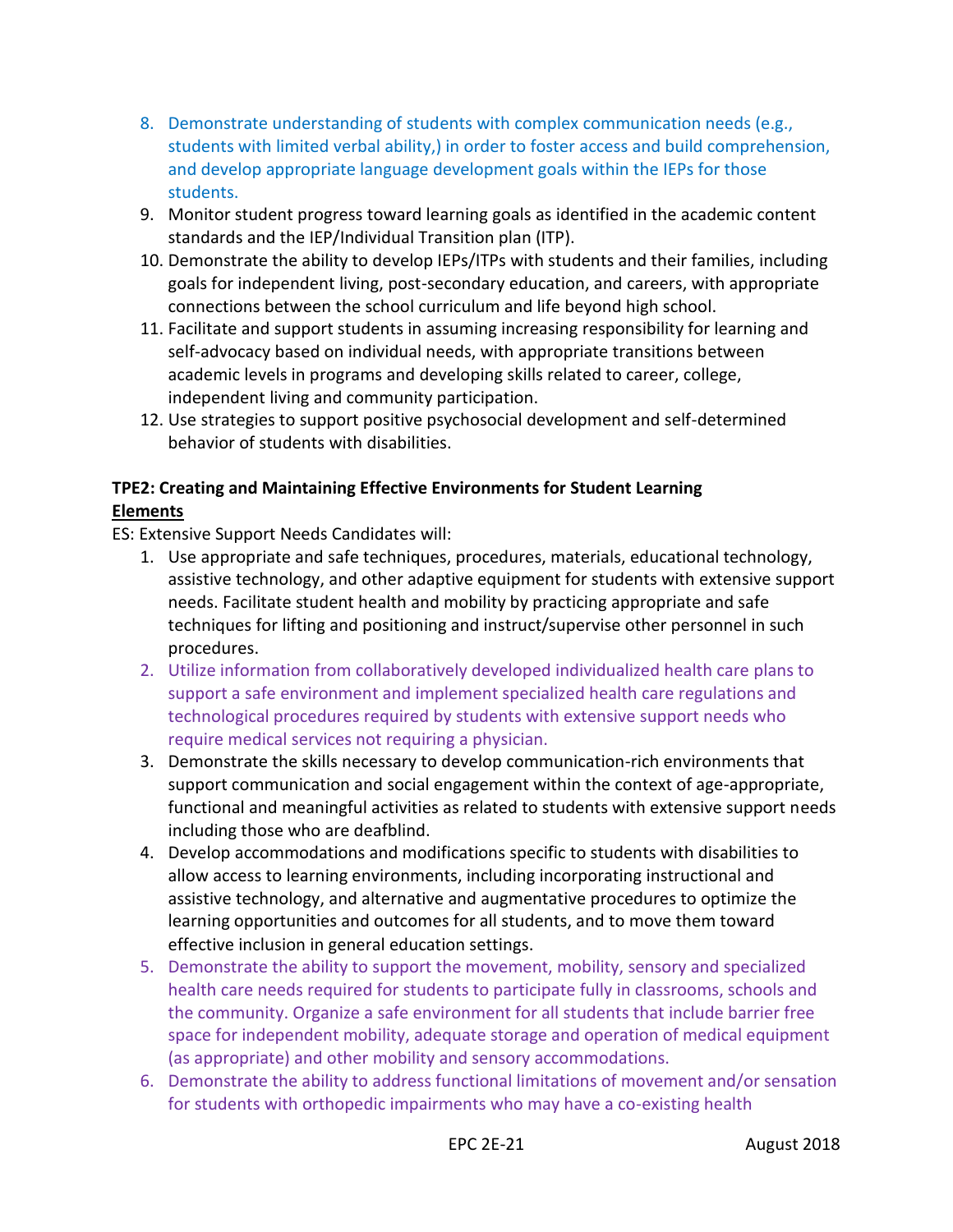8. Demonstrate understanding of students with complex communication needs (e.g., students with limited verbal ability,) in order to foster access and build comprehension, and develop appropriate language development goals within the IEPs for those students.
9. Monitor student progress toward learning goals as identified in the academic content standards and the IEP/Individual Transition plan (ITP).
10. Demonstrate the ability to develop IEPs/ITPs with students and their families, including goals for independent living, post-secondary education, and careers, with appropriate connections between the school curriculum and life beyond high school.
11. Facilitate and support students in assuming increasing responsibility for learning and self-advocacy based on individual needs, with appropriate transitions between academic levels in programs and developing skills related to career, college, independent living and community participation.
12. Use strategies to support positive psychosocial development and self-determined behavior of students with disabilities.

**TPE2: Creating and Maintaining Effective Environments for Student Learning**
**Elements**

ES: Extensive Support Needs Candidates will:

1. Use appropriate and safe techniques, procedures, materials, educational technology, assistive technology, and other adaptive equipment for students with extensive support needs. Facilitate student health and mobility by practicing appropriate and safe techniques for lifting and positioning and instruct/supervise other personnel in such procedures.
2. Utilize information from collaboratively developed individualized health care plans to support a safe environment and implement specialized health care regulations and technological procedures required by students with extensive support needs who require medical services not requiring a physician.
3. Demonstrate the skills necessary to develop communication-rich environments that support communication and social engagement within the context of age-appropriate, functional and meaningful activities as related to students with extensive support needs including those who are deafblind.
4. Develop accommodations and modifications specific to students with disabilities to allow access to learning environments, including incorporating instructional and assistive technology, and alternative and augmentative procedures to optimize the learning opportunities and outcomes for all students, and to move them toward effective inclusion in general education settings.
5. Demonstrate the ability to support the movement, mobility, sensory and specialized health care needs required for students to participate fully in classrooms, schools and the community. Organize a safe environment for all students that include barrier free space for independent mobility, adequate storage and operation of medical equipment (as appropriate) and other mobility and sensory accommodations.
6. Demonstrate the ability to address functional limitations of movement and/or sensation for students with orthopedic impairments who may have a co-existing health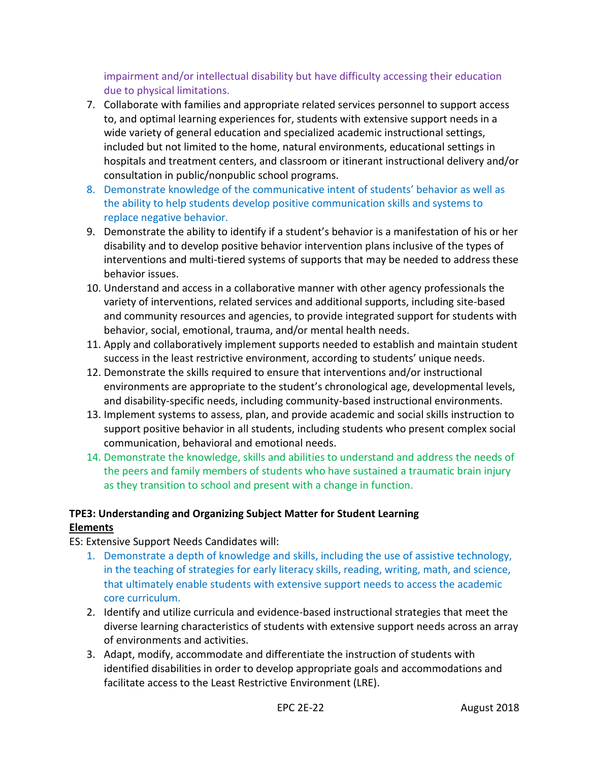impairment and/or intellectual disability but have difficulty accessing their education due to physical limitations.

7. Collaborate with families and appropriate related services personnel to support access to, and optimal learning experiences for, students with extensive support needs in a wide variety of general education and specialized academic instructional settings, included but not limited to the home, natural environments, educational settings in hospitals and treatment centers, and classroom or itinerant instructional delivery and/or consultation in public/nonpublic school programs.
8. Demonstrate knowledge of the communicative intent of students' behavior as well as the ability to help students develop positive communication skills and systems to replace negative behavior.
9. Demonstrate the ability to identify if a student's behavior is a manifestation of his or her disability and to develop positive behavior intervention plans inclusive of the types of interventions and multi-tiered systems of supports that may be needed to address these behavior issues.
10. Understand and access in a collaborative manner with other agency professionals the variety of interventions, related services and additional supports, including site-based and community resources and agencies, to provide integrated support for students with behavior, social, emotional, trauma, and/or mental health needs.
11. Apply and collaboratively implement supports needed to establish and maintain student success in the least restrictive environment, according to students' unique needs.
12. Demonstrate the skills required to ensure that interventions and/or instructional environments are appropriate to the student's chronological age, developmental levels, and disability-specific needs, including community-based instructional environments.
13. Implement systems to assess, plan, and provide academic and social skills instruction to support positive behavior in all students, including students who present complex social communication, behavioral and emotional needs.
14. Demonstrate the knowledge, skills and abilities to understand and address the needs of the peers and family members of students who have sustained a traumatic brain injury as they transition to school and present with a change in function.

**TPE3: Understanding and Organizing Subject Matter for Student Learning**
**Elements**

ES: Extensive Support Needs Candidates will:

1. Demonstrate a depth of knowledge and skills, including the use of assistive technology, in the teaching of strategies for early literacy skills, reading, writing, math, and science, that ultimately enable students with extensive support needs to access the academic core curriculum.
2. Identify and utilize curricula and evidence-based instructional strategies that meet the diverse learning characteristics of students with extensive support needs across an array of environments and activities.
3. Adapt, modify, accommodate and differentiate the instruction of students with identified disabilities in order to develop appropriate goals and accommodations and facilitate access to the Least Restrictive Environment (LRE).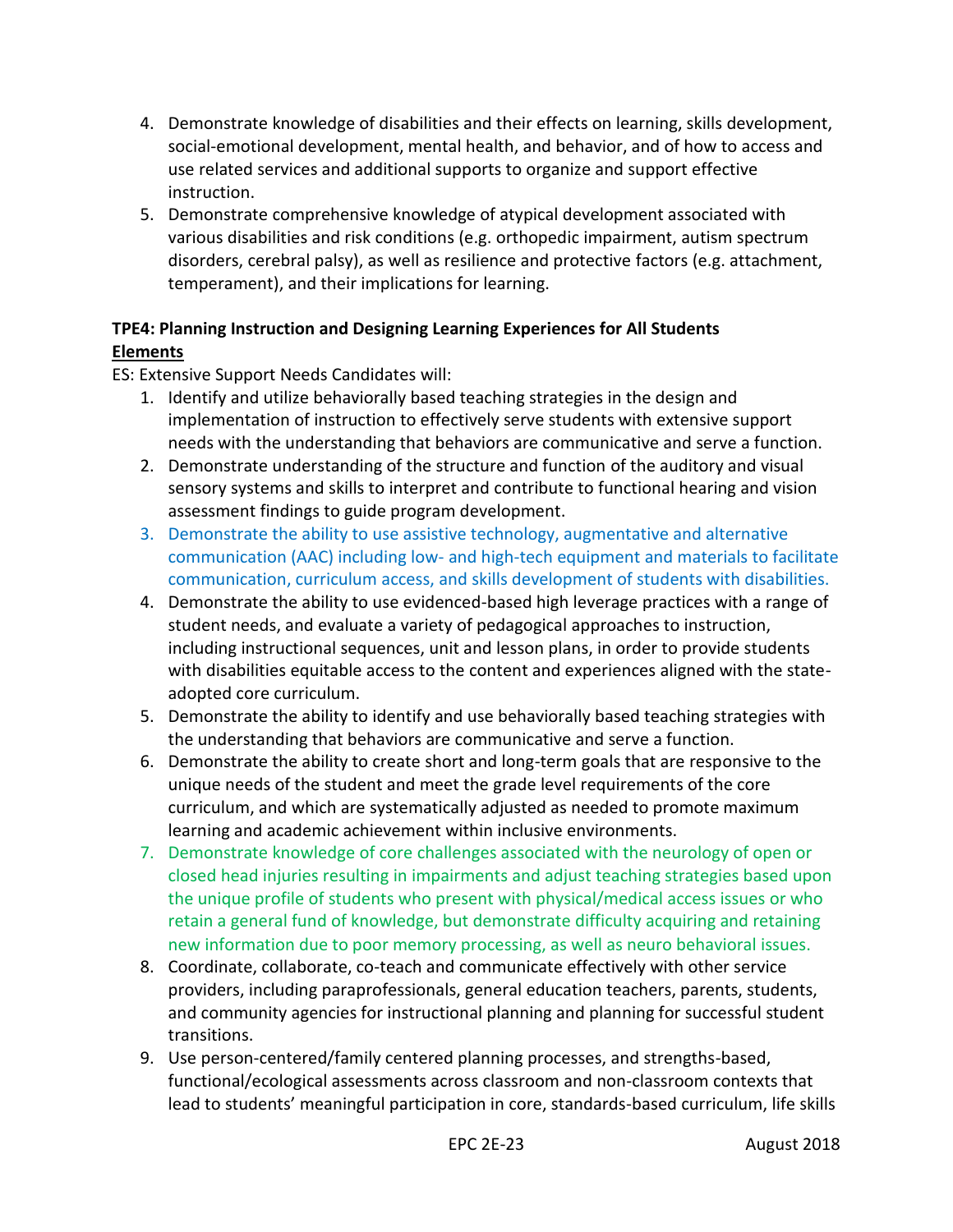4. Demonstrate knowledge of disabilities and their effects on learning, skills development, social-emotional development, mental health, and behavior, and of how to access and use related services and additional supports to organize and support effective instruction.
5. Demonstrate comprehensive knowledge of atypical development associated with various disabilities and risk conditions (e.g. orthopedic impairment, autism spectrum disorders, cerebral palsy), as well as resilience and protective factors (e.g. attachment, temperament), and their implications for learning.

**TPE4: Planning Instruction and Designing Learning Experiences for All Students**
**Elements**

ES: Extensive Support Needs Candidates will:

1. Identify and utilize behaviorally based teaching strategies in the design and implementation of instruction to effectively serve students with extensive support needs with the understanding that behaviors are communicative and serve a function.
2. Demonstrate understanding of the structure and function of the auditory and visual sensory systems and skills to interpret and contribute to functional hearing and vision assessment findings to guide program development.
3. Demonstrate the ability to use assistive technology, augmentative and alternative communication (AAC) including low- and high-tech equipment and materials to facilitate communication, curriculum access, and skills development of students with disabilities.
4. Demonstrate the ability to use evidenced-based high leverage practices with a range of student needs, and evaluate a variety of pedagogical approaches to instruction, including instructional sequences, unit and lesson plans, in order to provide students with disabilities equitable access to the content and experiences aligned with the state-adopted core curriculum.
5. Demonstrate the ability to identify and use behaviorally based teaching strategies with the understanding that behaviors are communicative and serve a function.
6. Demonstrate the ability to create short and long-term goals that are responsive to the unique needs of the student and meet the grade level requirements of the core curriculum, and which are systematically adjusted as needed to promote maximum learning and academic achievement within inclusive environments.
7. Demonstrate knowledge of core challenges associated with the neurology of open or closed head injuries resulting in impairments and adjust teaching strategies based upon the unique profile of students who present with physical/medical access issues or who retain a general fund of knowledge, but demonstrate difficulty acquiring and retaining new information due to poor memory processing, as well as neuro behavioral issues.
8. Coordinate, collaborate, co-teach and communicate effectively with other service providers, including paraprofessionals, general education teachers, parents, students, and community agencies for instructional planning and planning for successful student transitions.
9. Use person-centered/family centered planning processes, and strengths-based, functional/ecological assessments across classroom and non-classroom contexts that lead to students' meaningful participation in core, standards-based curriculum, life skills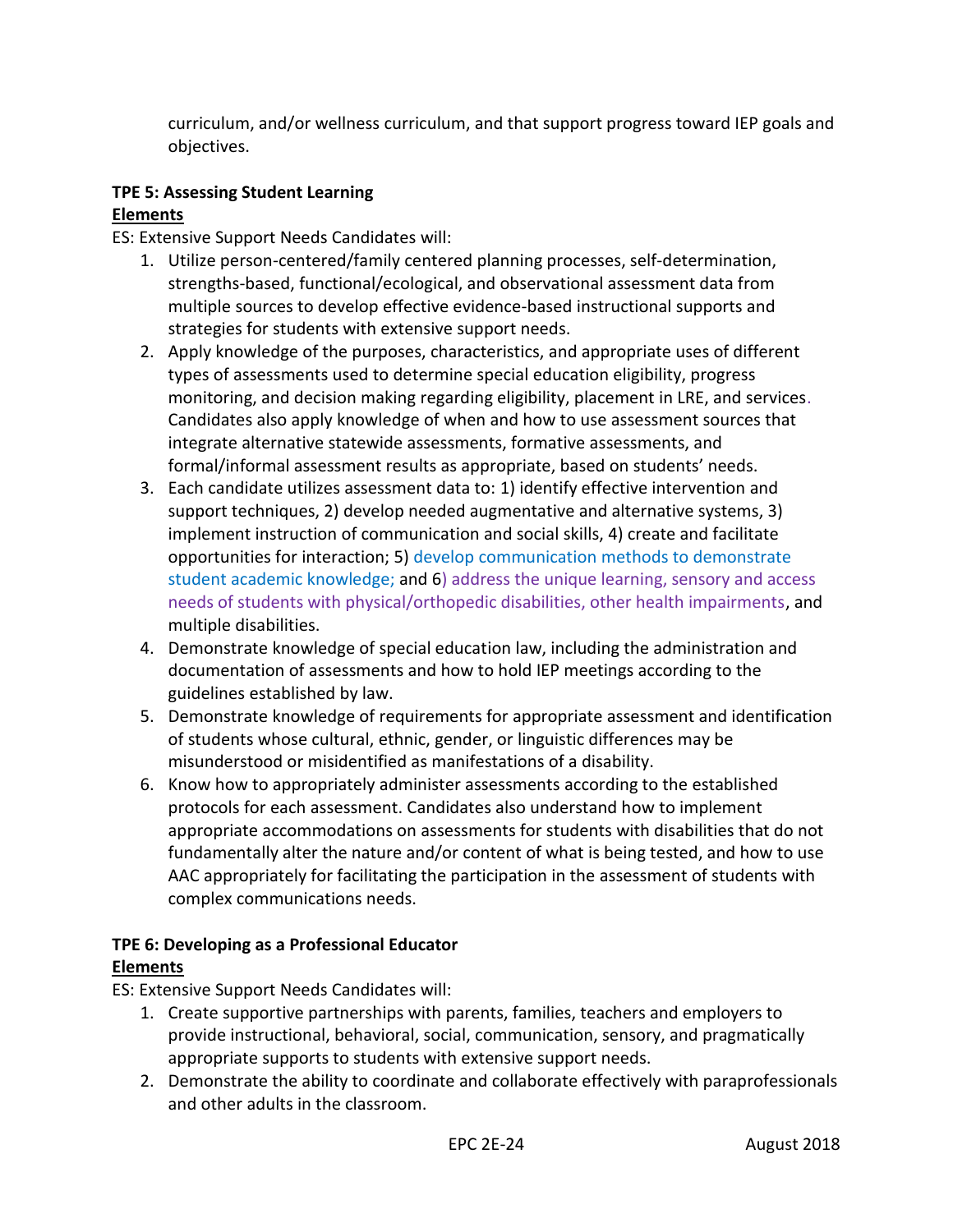curriculum, and/or wellness curriculum, and that support progress toward IEP goals and objectives.

**TPE 5: Assessing Student Learning**

**Elements**

ES: Extensive Support Needs Candidates will:

1. Utilize person-centered/family centered planning processes, self-determination, strengths-based, functional/ecological, and observational assessment data from multiple sources to develop effective evidence-based instructional supports and strategies for students with extensive support needs.
2. Apply knowledge of the purposes, characteristics, and appropriate uses of different types of assessments used to determine special education eligibility, progress monitoring, and decision making regarding eligibility, placement in LRE, and services. Candidates also apply knowledge of when and how to use assessment sources that integrate alternative statewide assessments, formative assessments, and formal/informal assessment results as appropriate, based on students' needs.
3. Each candidate utilizes assessment data to: 1) identify effective intervention and support techniques, 2) develop needed augmentative and alternative systems, 3) implement instruction of communication and social skills, 4) create and facilitate opportunities for interaction; 5) develop communication methods to demonstrate student academic knowledge; and 6) address the unique learning, sensory and access needs of students with physical/orthopedic disabilities, other health impairments, and multiple disabilities.
4. Demonstrate knowledge of special education law, including the administration and documentation of assessments and how to hold IEP meetings according to the guidelines established by law.
5. Demonstrate knowledge of requirements for appropriate assessment and identification of students whose cultural, ethnic, gender, or linguistic differences may be misunderstood or misidentified as manifestations of a disability.
6. Know how to appropriately administer assessments according to the established protocols for each assessment. Candidates also understand how to implement appropriate accommodations on assessments for students with disabilities that do not fundamentally alter the nature and/or content of what is being tested, and how to use AAC appropriately for facilitating the participation in the assessment of students with complex communications needs.

**TPE 6: Developing as a Professional Educator**

**Elements**

ES: Extensive Support Needs Candidates will:

1. Create supportive partnerships with parents, families, teachers and employers to provide instructional, behavioral, social, communication, sensory, and pragmatically appropriate supports to students with extensive support needs.
2. Demonstrate the ability to coordinate and collaborate effectively with paraprofessionals and other adults in the classroom.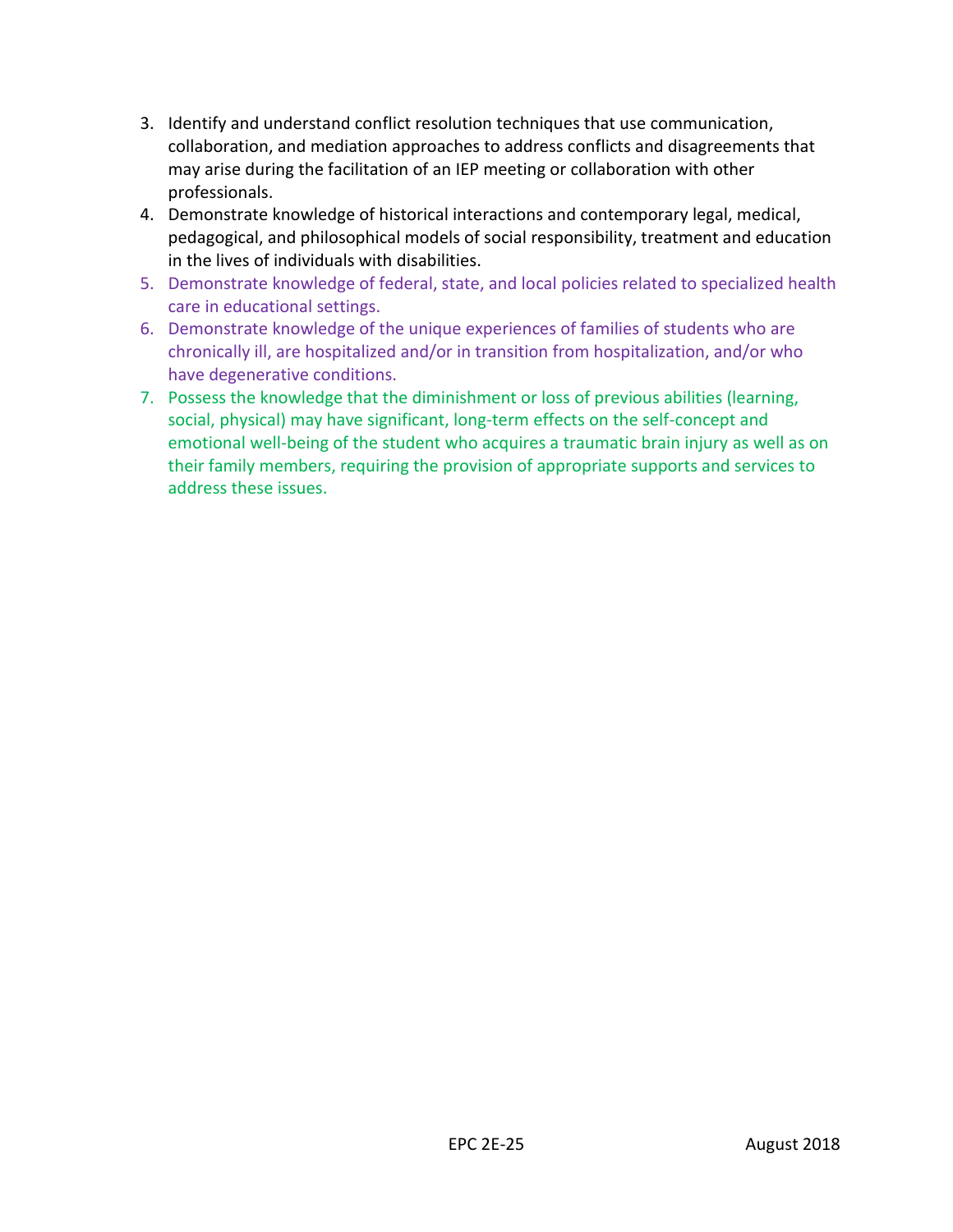3. Identify and understand conflict resolution techniques that use communication, collaboration, and mediation approaches to address conflicts and disagreements that may arise during the facilitation of an IEP meeting or collaboration with other professionals.
4. Demonstrate knowledge of historical interactions and contemporary legal, medical, pedagogical, and philosophical models of social responsibility, treatment and education in the lives of individuals with disabilities.
5. Demonstrate knowledge of federal, state, and local policies related to specialized health care in educational settings.
6. Demonstrate knowledge of the unique experiences of families of students who are chronically ill, are hospitalized and/or in transition from hospitalization, and/or who have degenerative conditions.
7. Possess the knowledge that the diminishment or loss of previous abilities (learning, social, physical) may have significant, long-term effects on the self-concept and emotional well-being of the student who acquires a traumatic brain injury as well as on their family members, requiring the provision of appropriate supports and services to address these issues.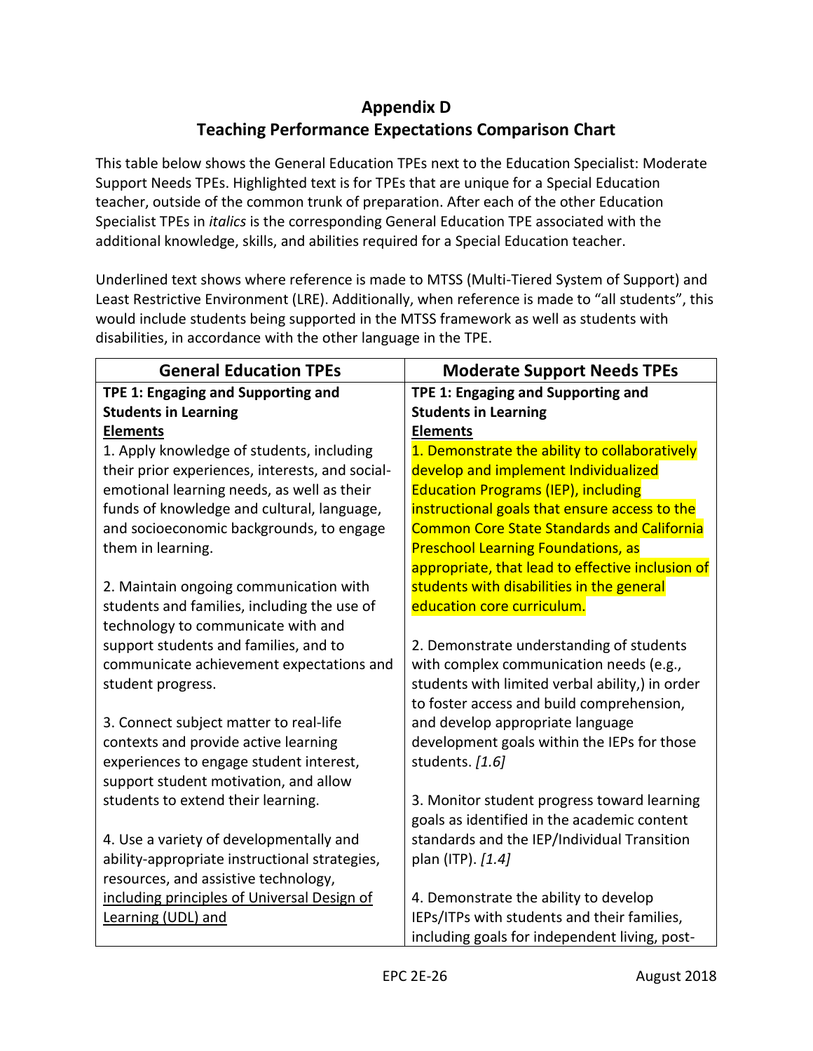# Appendix D
## Teaching Performance Expectations Comparison Chart

This table below shows the General Education TPEs next to the Education Specialist: Moderate Support Needs TPEs. Highlighted text is for TPEs that are unique for a Special Education teacher, outside of the common trunk of preparation. After each of the other Education Specialist TPEs in *italics* is the corresponding General Education TPE associated with the additional knowledge, skills, and abilities required for a Special Education teacher.

Underlined text shows where reference is made to MTSS (Multi-Tiered System of Support) and Least Restrictive Environment (LRE). Additionally, when reference is made to "all students", this would include students being supported in the MTSS framework as well as students with disabilities, in accordance with the other language in the TPE.

| General Education TPEs | Moderate Support Needs TPEs |
|---|---|
| **TPE 1: Engaging and Supporting and Students in Learning**<br>**<u>Elements</u>**<br>1. Apply knowledge of students, including their prior experiences, interests, and social-emotional learning needs, as well as their funds of knowledge and cultural, language, and socioeconomic backgrounds, to engage them in learning.<br><br>2. Maintain ongoing communication with students and families, including the use of technology to communicate with and support students and families, and to communicate achievement expectations and student progress.<br><br>3. Connect subject matter to real-life contexts and provide active learning experiences to engage student interest, support student motivation, and allow students to extend their learning.<br><br>4. Use a variety of developmentally and ability-appropriate instructional strategies, resources, and assistive technology, <u>including principles of Universal Design of Learning (UDL) and</u> | **TPE 1: Engaging and Supporting and Students in Learning**<br>**<u>Elements</u>**<br>1. Demonstrate the ability to collaboratively develop and implement Individualized Education Programs (IEP), including instructional goals that ensure access to the Common Core State Standards and California Preschool Learning Foundations, as appropriate, that lead to effective inclusion of students with disabilities in the general education core curriculum.<br><br>2. Demonstrate understanding of students with complex communication needs (e.g., students with limited verbal ability,) in order to foster access and build comprehension, and develop appropriate language development goals within the IEPs for those students. *[1.6]*<br><br>3. Monitor student progress toward learning goals as identified in the academic content standards and the IEP/Individual Transition plan (ITP). *[1.4]*<br><br>4. Demonstrate the ability to develop IEPs/ITPs with students and their families, including goals for independent living, post- |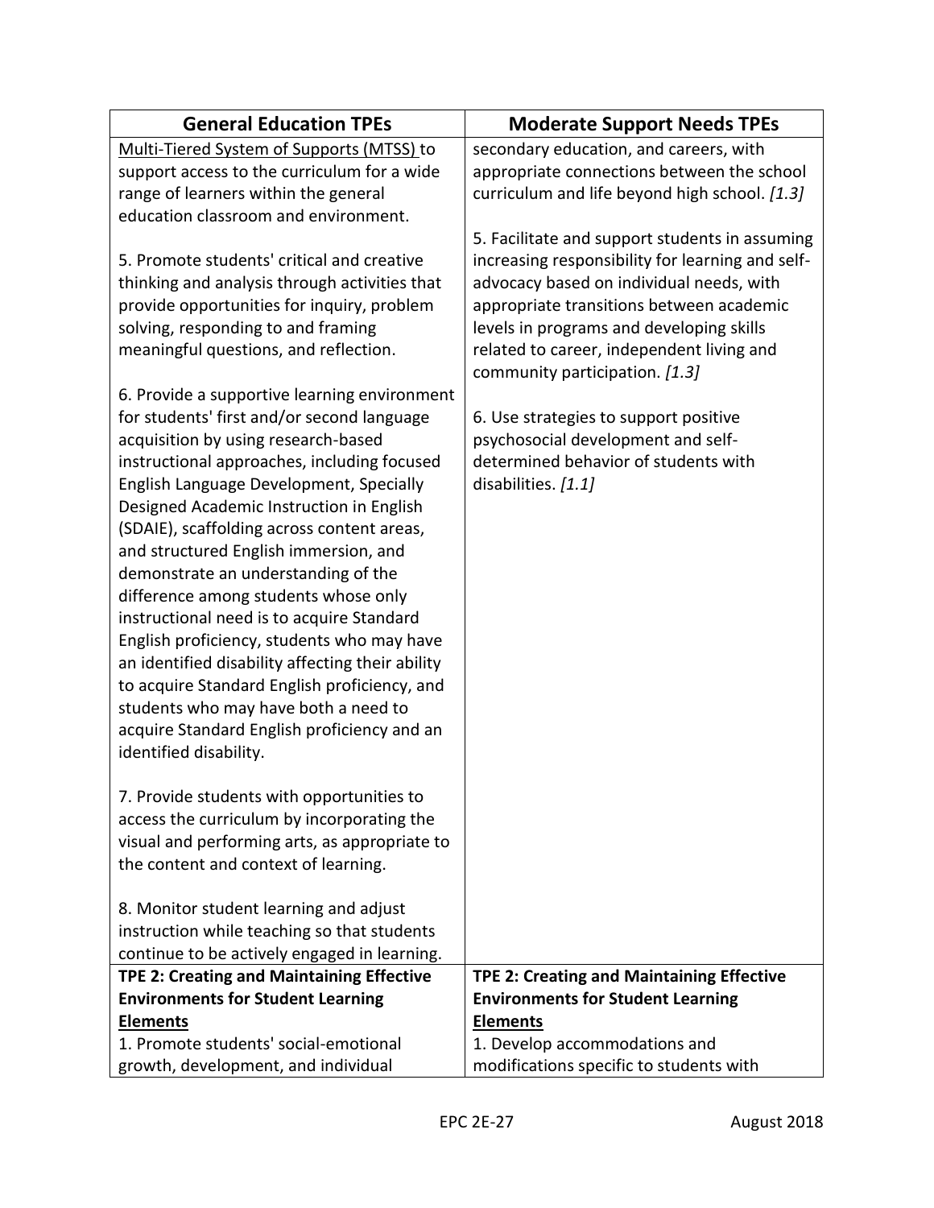| General Education TPEs | Moderate Support Needs TPEs |
|---|---|
| Multi-Tiered System of Supports (MTSS) to support access to the curriculum for a wide range of learners within the general education classroom and environment.<br><br>5. Promote students' critical and creative thinking and analysis through activities that provide opportunities for inquiry, problem solving, responding to and framing meaningful questions, and reflection.<br><br>6. Provide a supportive learning environment for students' first and/or second language acquisition by using research-based instructional approaches, including focused English Language Development, Specially Designed Academic Instruction in English (SDAIE), scaffolding across content areas, and structured English immersion, and demonstrate an understanding of the difference among students whose only instructional need is to acquire Standard English proficiency, students who may have an identified disability affecting their ability to acquire Standard English proficiency, and students who may have both a need to acquire Standard English proficiency and an identified disability.<br><br>7. Provide students with opportunities to access the curriculum by incorporating the visual and performing arts, as appropriate to the content and context of learning.<br><br>8. Monitor student learning and adjust instruction while teaching so that students continue to be actively engaged in learning. | secondary education, and careers, with appropriate connections between the school curriculum and life beyond high school. *[1.3]*<br><br>5. Facilitate and support students in assuming increasing responsibility for learning and self-advocacy based on individual needs, with appropriate transitions between academic levels in programs and developing skills related to career, independent living and community participation. *[1.3]*<br><br>6. Use strategies to support positive psychosocial development and self-determined behavior of students with disabilities. *[1.1]* |
| **TPE 2: Creating and Maintaining Effective Environments for Student Learning**<br>**Elements**<br>1. Promote students' social-emotional growth, development, and individual | **TPE 2: Creating and Maintaining Effective Environments for Student Learning**<br>**Elements**<br>1. Develop accommodations and modifications specific to students with |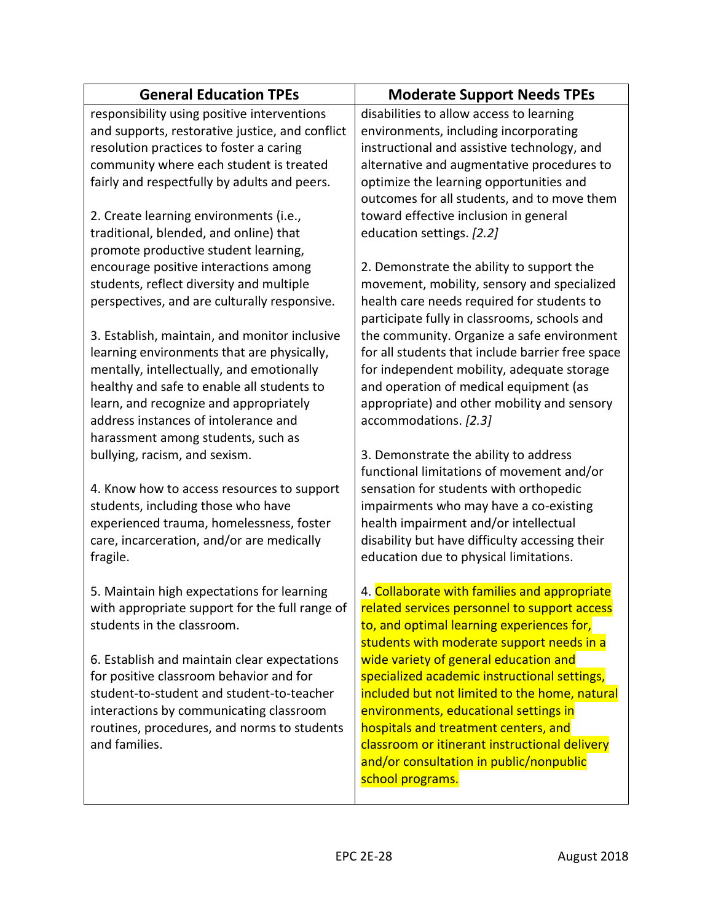| General Education TPEs | Moderate Support Needs TPEs |
|---|---|
| responsibility using positive interventions and supports, restorative justice, and conflict resolution practices to foster a caring community where each student is treated fairly and respectfully by adults and peers.<br><br>2. Create learning environments (i.e., traditional, blended, and online) that promote productive student learning, encourage positive interactions among students, reflect diversity and multiple perspectives, and are culturally responsive.<br><br>3. Establish, maintain, and monitor inclusive learning environments that are physically, mentally, intellectually, and emotionally healthy and safe to enable all students to learn, and recognize and appropriately address instances of intolerance and harassment among students, such as bullying, racism, and sexism.<br><br>4. Know how to access resources to support students, including those who have experienced trauma, homelessness, foster care, incarceration, and/or are medically fragile.<br><br>5. Maintain high expectations for learning with appropriate support for the full range of students in the classroom.<br><br>6. Establish and maintain clear expectations for positive classroom behavior and for student-to-student and student-to-teacher interactions by communicating classroom routines, procedures, and norms to students and families. | disabilities to allow access to learning environments, including incorporating instructional and assistive technology, and alternative and augmentative procedures to optimize the learning opportunities and outcomes for all students, and to move them toward effective inclusion in general education settings. *[2.2]*<br><br>2. Demonstrate the ability to support the movement, mobility, sensory and specialized health care needs required for students to participate fully in classrooms, schools and the community. Organize a safe environment for all students that include barrier free space for independent mobility, adequate storage and operation of medical equipment (as appropriate) and other mobility and sensory accommodations. *[2.3]*<br><br>3. Demonstrate the ability to address functional limitations of movement and/or sensation for students with orthopedic impairments who may have a co-existing health impairment and/or intellectual disability but have difficulty accessing their education due to physical limitations.<br><br>4. Collaborate with families and appropriate related services personnel to support access to, and optimal learning experiences for, students with moderate support needs in a wide variety of general education and specialized academic instructional settings, included but not limited to the home, natural environments, educational settings in hospitals and treatment centers, and classroom or itinerant instructional delivery and/or consultation in public/nonpublic school programs. |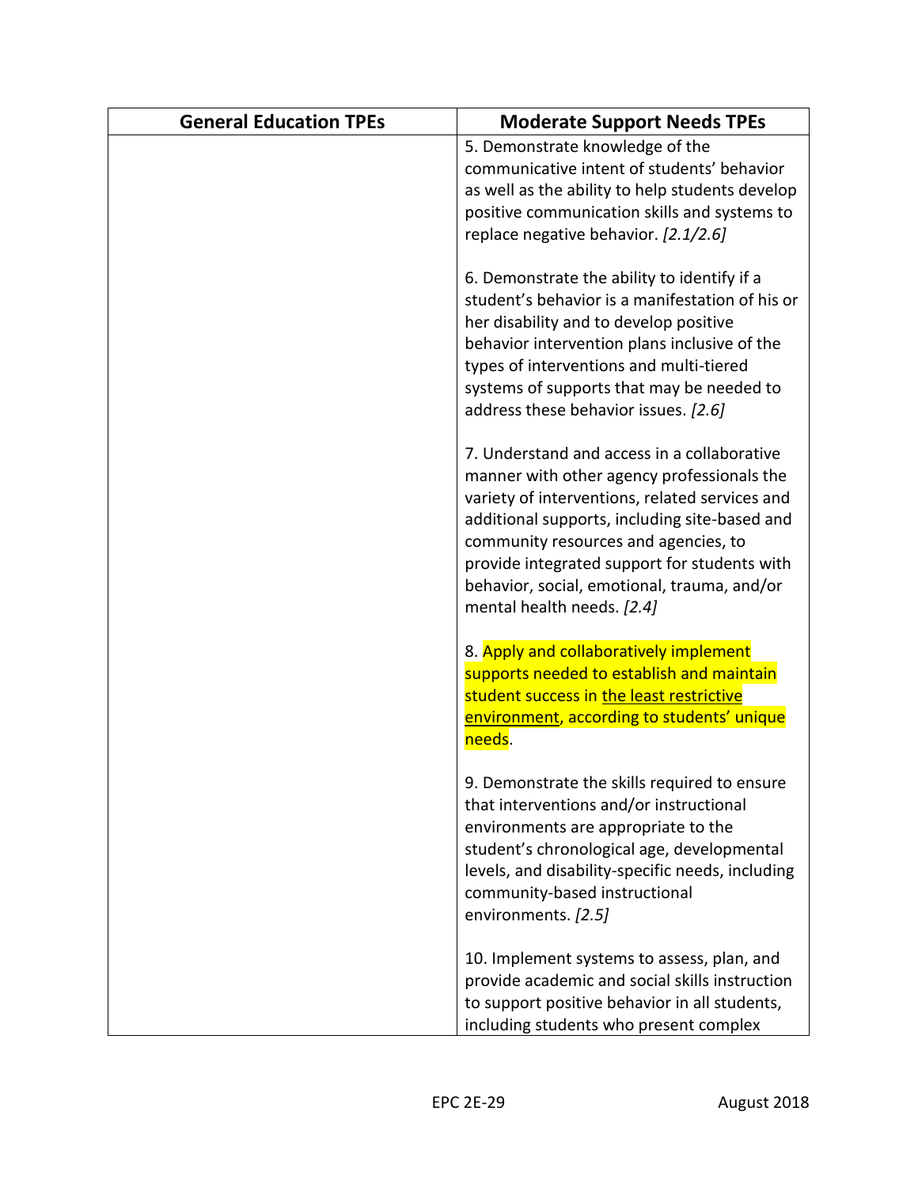| General Education TPEs | Moderate Support Needs TPEs |
| --- | --- |
| | 5. Demonstrate knowledge of the communicative intent of students' behavior as well as the ability to help students develop positive communication skills and systems to replace negative behavior. *[2.1/2.6]*<br><br>6. Demonstrate the ability to identify if a student's behavior is a manifestation of his or her disability and to develop positive behavior intervention plans inclusive of the types of interventions and multi-tiered systems of supports that may be needed to address these behavior issues. *[2.6]*<br><br>7. Understand and access in a collaborative manner with other agency professionals the variety of interventions, related services and additional supports, including site-based and community resources and agencies, to provide integrated support for students with behavior, social, emotional, trauma, and/or mental health needs. *[2.4]*<br><br>8. Apply and collaboratively implement supports needed to establish and maintain student success in <u>the least restrictive environment</u>, according to students' unique needs.<br><br>9. Demonstrate the skills required to ensure that interventions and/or instructional environments are appropriate to the student's chronological age, developmental levels, and disability-specific needs, including community-based instructional environments. *[2.5]*<br><br>10. Implement systems to assess, plan, and provide academic and social skills instruction to support positive behavior in all students, including students who present complex |

EPC 2E-29 August 2018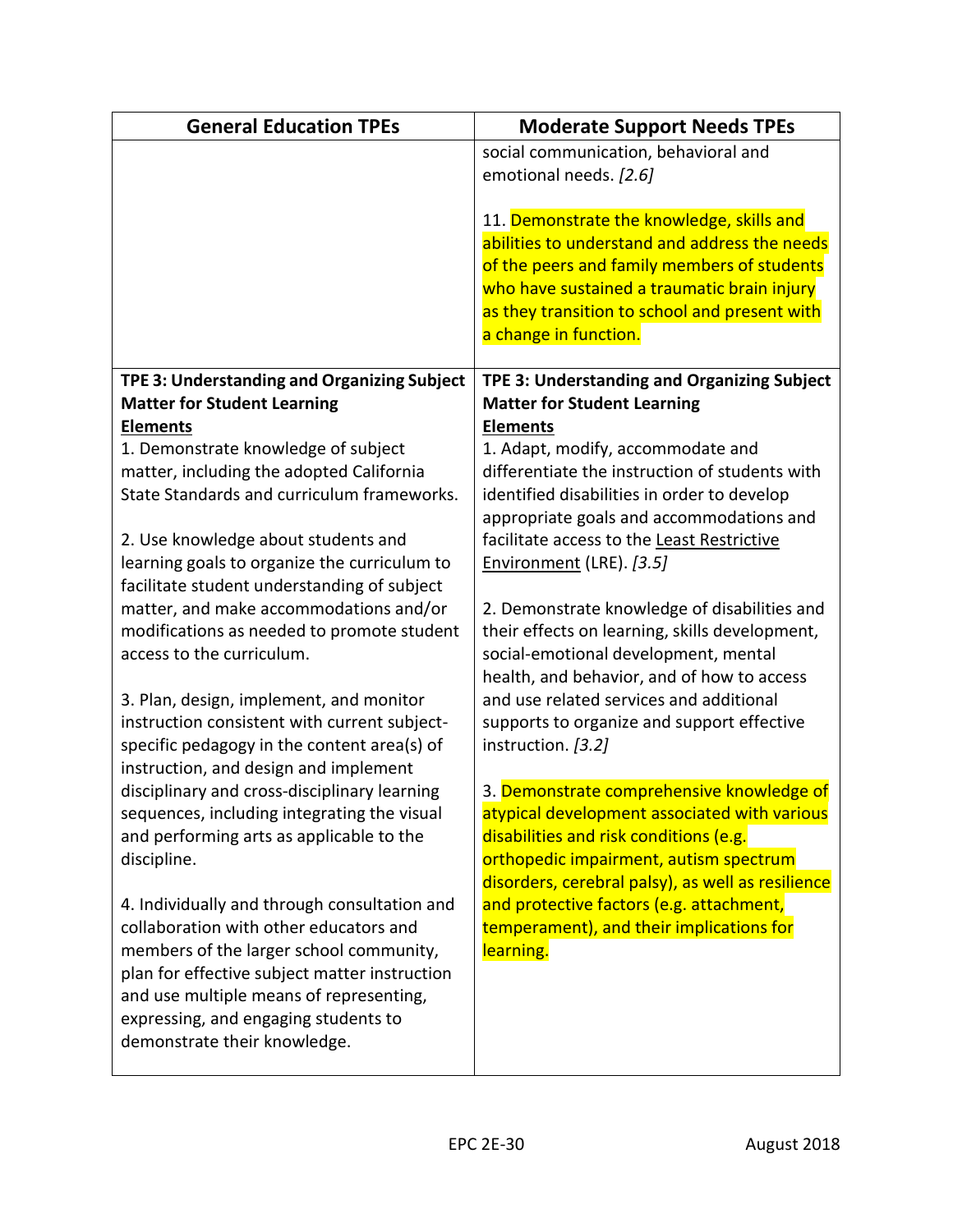| General Education TPEs | Moderate Support Needs TPEs |
|---|---|
| | social communication, behavioral and emotional needs. *[2.6]*<br><br>11. Demonstrate the knowledge, skills and abilities to understand and address the needs of the peers and family members of students who have sustained a traumatic brain injury as they transition to school and present with a change in function. |
| **TPE 3: Understanding and Organizing Subject Matter for Student Learning**<br>**Elements**<br>1. Demonstrate knowledge of subject matter, including the adopted California State Standards and curriculum frameworks.<br><br>2. Use knowledge about students and learning goals to organize the curriculum to facilitate student understanding of subject matter, and make accommodations and/or modifications as needed to promote student access to the curriculum.<br><br>3. Plan, design, implement, and monitor instruction consistent with current subject-specific pedagogy in the content area(s) of instruction, and design and implement disciplinary and cross-disciplinary learning sequences, including integrating the visual and performing arts as applicable to the discipline.<br><br>4. Individually and through consultation and collaboration with other educators and members of the larger school community, plan for effective subject matter instruction and use multiple means of representing, expressing, and engaging students to demonstrate their knowledge. | **TPE 3: Understanding and Organizing Subject Matter for Student Learning**<br>**Elements**<br>1. Adapt, modify, accommodate and differentiate the instruction of students with identified disabilities in order to develop appropriate goals and accommodations and facilitate access to the Least Restrictive Environment (LRE). *[3.5]*<br><br>2. Demonstrate knowledge of disabilities and their effects on learning, skills development, social-emotional development, mental health, and behavior, and of how to access and use related services and additional supports to organize and support effective instruction. *[3.2]*<br><br>3. Demonstrate comprehensive knowledge of atypical development associated with various disabilities and risk conditions (e.g. orthopedic impairment, autism spectrum disorders, cerebral palsy), as well as resilience and protective factors (e.g. attachment, temperament), and their implications for learning. |

EPC 2E-30 August 2018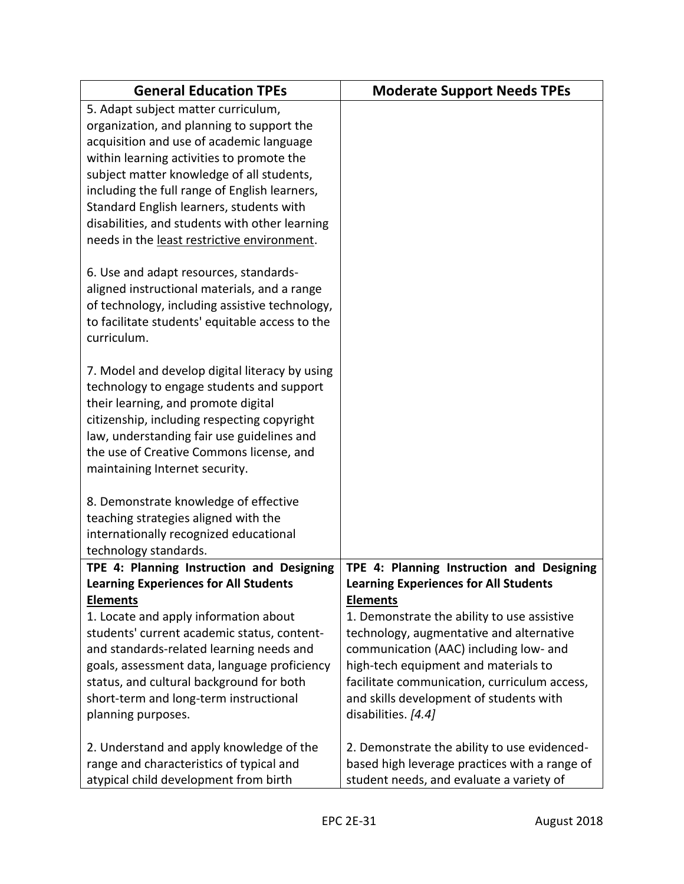| General Education TPEs | Moderate Support Needs TPEs |
|---|---|
| 5. Adapt subject matter curriculum, organization, and planning to support the acquisition and use of academic language within learning activities to promote the subject matter knowledge of all students, including the full range of English learners, Standard English learners, students with disabilities, and students with other learning needs in the <u>least restrictive environment</u>.<br><br>6. Use and adapt resources, standards-aligned instructional materials, and a range of technology, including assistive technology, to facilitate students' equitable access to the curriculum.<br><br>7. Model and develop digital literacy by using technology to engage students and support their learning, and promote digital citizenship, including respecting copyright law, understanding fair use guidelines and the use of Creative Commons license, and maintaining Internet security.<br><br>8. Demonstrate knowledge of effective teaching strategies aligned with the internationally recognized educational technology standards. | |
| **TPE 4: Planning Instruction and Designing Learning Experiences for All Students**<br>**<u>Elements</u>**<br>1. Locate and apply information about students' current academic status, content- and standards-related learning needs and goals, assessment data, language proficiency status, and cultural background for both short-term and long-term instructional planning purposes.<br><br>2. Understand and apply knowledge of the range and characteristics of typical and atypical child development from birth | **TPE 4: Planning Instruction and Designing Learning Experiences for All Students**<br>**<u>Elements</u>**<br>1. Demonstrate the ability to use assistive technology, augmentative and alternative communication (AAC) including low- and high-tech equipment and materials to facilitate communication, curriculum access, and skills development of students with disabilities. *[4.4]*<br><br>2. Demonstrate the ability to use evidenced-based high leverage practices with a range of student needs, and evaluate a variety of |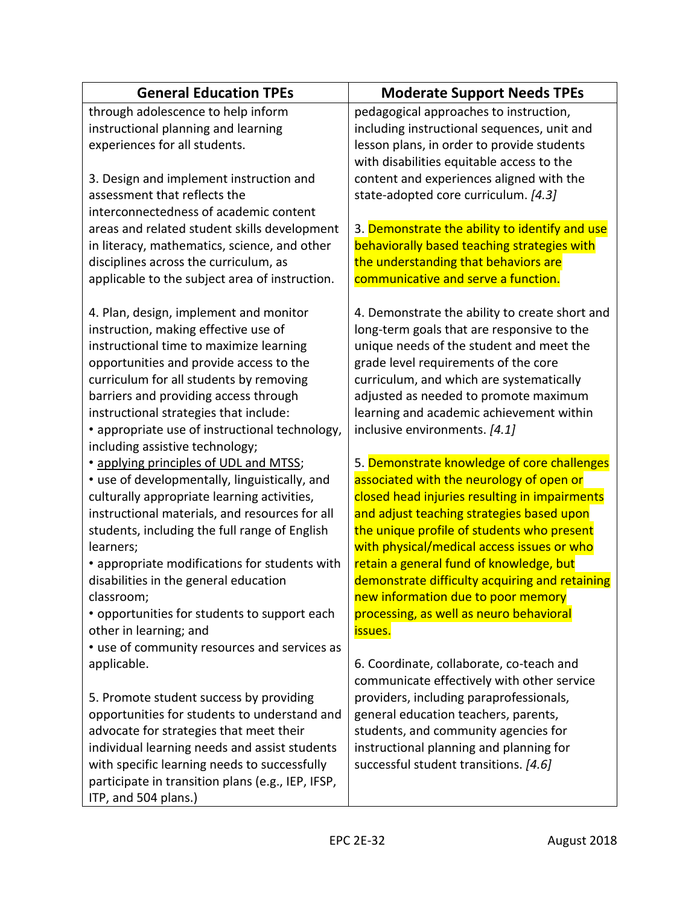| General Education TPEs | Moderate Support Needs TPEs |
|---|---|
| through adolescence to help inform instructional planning and learning experiences for all students.<br><br>3. Design and implement instruction and assessment that reflects the interconnectedness of academic content areas and related student skills development in literacy, mathematics, science, and other disciplines across the curriculum, as applicable to the subject area of instruction.<br><br>4. Plan, design, implement and monitor instruction, making effective use of instructional time to maximize learning opportunities and provide access to the curriculum for all students by removing barriers and providing access through instructional strategies that include:<br>• appropriate use of instructional technology, including assistive technology;<br>• applying principles of UDL and MTSS;<br>• use of developmentally, linguistically, and culturally appropriate learning activities, instructional materials, and resources for all students, including the full range of English learners;<br>• appropriate modifications for students with disabilities in the general education classroom;<br>• opportunities for students to support each other in learning; and<br>• use of community resources and services as applicable.<br><br>5. Promote student success by providing opportunities for students to understand and advocate for strategies that meet their individual learning needs and assist students with specific learning needs to successfully participate in transition plans (e.g., IEP, IFSP, ITP, and 504 plans.) | pedagogical approaches to instruction, including instructional sequences, unit and lesson plans, in order to provide students with disabilities equitable access to the content and experiences aligned with the state-adopted core curriculum. *[4.3]*<br><br>3. Demonstrate the ability to identify and use behaviorally based teaching strategies with the understanding that behaviors are communicative and serve a function.<br><br>4. Demonstrate the ability to create short and long-term goals that are responsive to the unique needs of the student and meet the grade level requirements of the core curriculum, and which are systematically adjusted as needed to promote maximum learning and academic achievement within inclusive environments. *[4.1]*<br><br>5. Demonstrate knowledge of core challenges associated with the neurology of open or closed head injuries resulting in impairments and adjust teaching strategies based upon the unique profile of students who present with physical/medical access issues or who retain a general fund of knowledge, but demonstrate difficulty acquiring and retaining new information due to poor memory processing, as well as neuro behavioral issues.<br><br>6. Coordinate, collaborate, co-teach and communicate effectively with other service providers, including paraprofessionals, general education teachers, parents, students, and community agencies for instructional planning and planning for successful student transitions. *[4.6]* |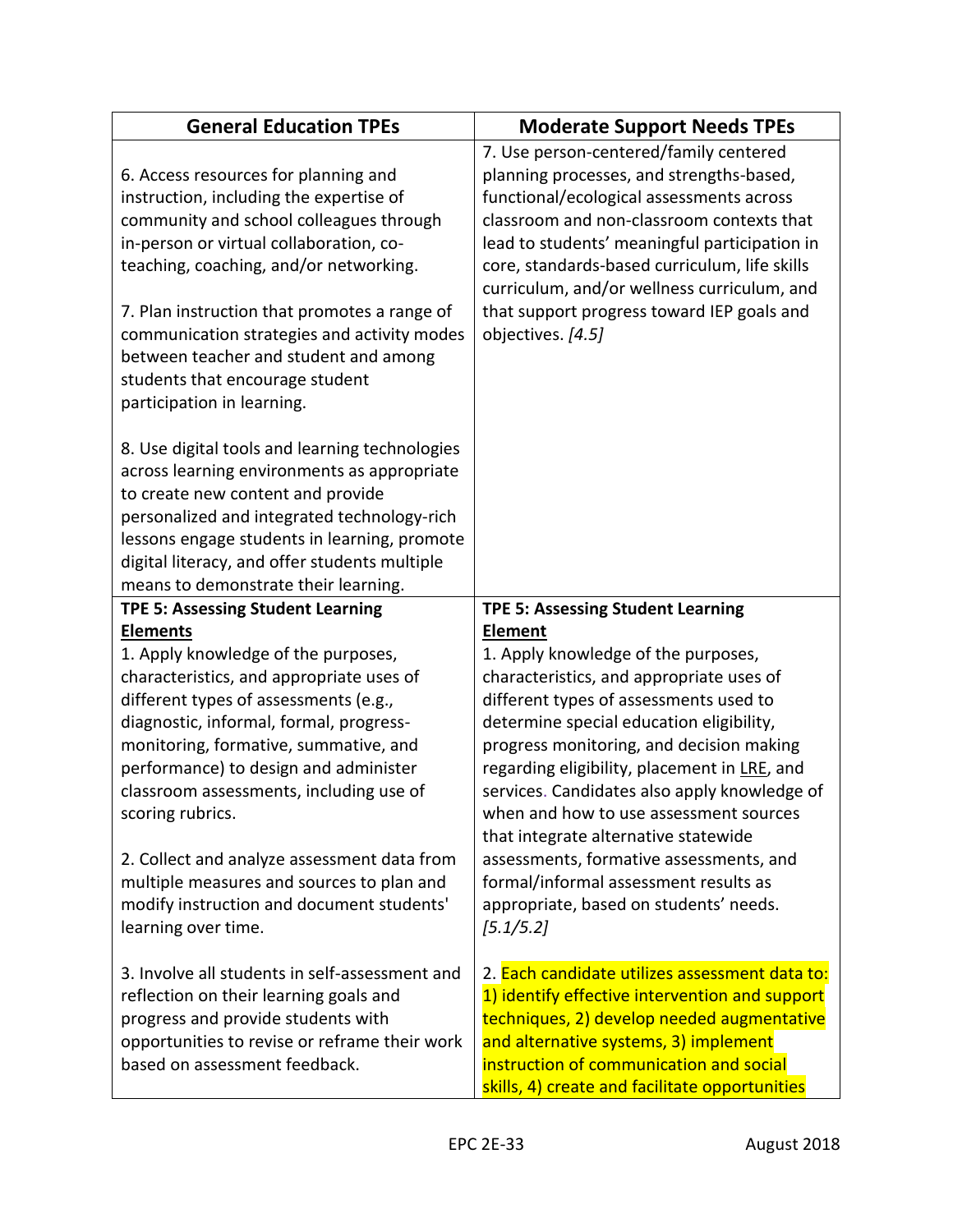| General Education TPEs | Moderate Support Needs TPEs |
| --- | --- |
| 6. Access resources for planning and instruction, including the expertise of community and school colleagues through in-person or virtual collaboration, co-teaching, coaching, and/or networking.<br><br>7. Plan instruction that promotes a range of communication strategies and activity modes between teacher and student and among students that encourage student participation in learning.<br><br>8. Use digital tools and learning technologies across learning environments as appropriate to create new content and provide personalized and integrated technology-rich lessons engage students in learning, promote digital literacy, and offer students multiple means to demonstrate their learning. | 7. Use person-centered/family centered planning processes, and strengths-based, functional/ecological assessments across classroom and non-classroom contexts that lead to students' meaningful participation in core, standards-based curriculum, life skills curriculum, and/or wellness curriculum, and that support progress toward IEP goals and objectives. *[4.5]* |
| **TPE 5: Assessing Student Learning**<br>**Elements**<br>1. Apply knowledge of the purposes, characteristics, and appropriate uses of different types of assessments (e.g., diagnostic, informal, formal, progress-monitoring, formative, summative, and performance) to design and administer classroom assessments, including use of scoring rubrics.<br><br>2. Collect and analyze assessment data from multiple measures and sources to plan and modify instruction and document students' learning over time.<br><br>3. Involve all students in self-assessment and reflection on their learning goals and progress and provide students with opportunities to revise or reframe their work based on assessment feedback. | **TPE 5: Assessing Student Learning**<br>**Element**<br>1. Apply knowledge of the purposes, characteristics, and appropriate uses of different types of assessments used to determine special education eligibility, progress monitoring, and decision making regarding eligibility, placement in LRE, and services. Candidates also apply knowledge of when and how to use assessment sources that integrate alternative statewide assessments, formative assessments, and formal/informal assessment results as appropriate, based on students' needs. *[5.1/5.2]*<br><br>2. Each candidate utilizes assessment data to: 1) identify effective intervention and support techniques, 2) develop needed augmentative and alternative systems, 3) implement instruction of communication and social skills, 4) create and facilitate opportunities |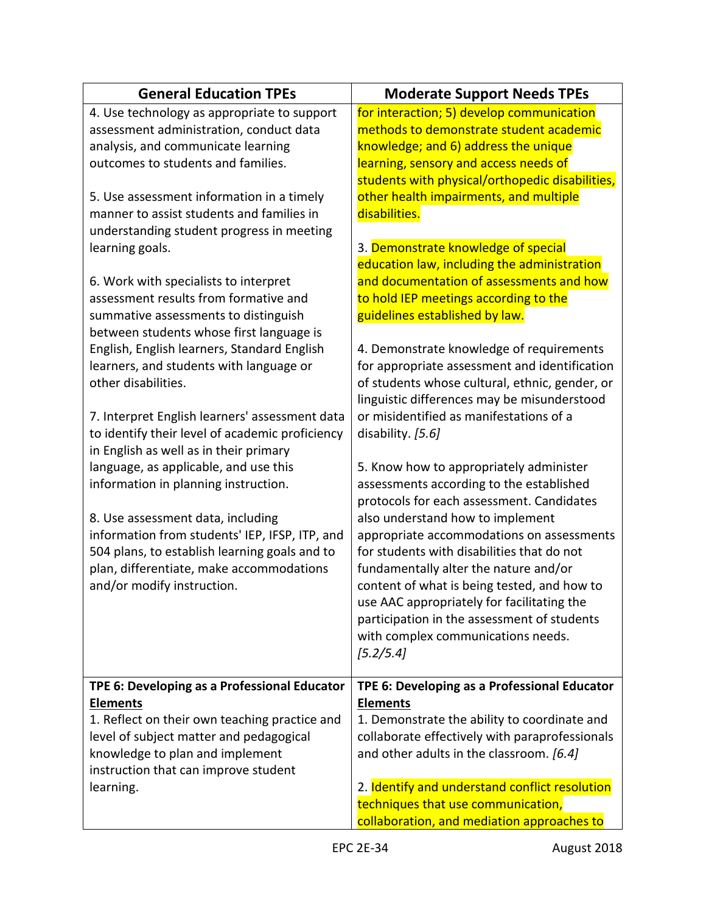| General Education TPEs | Moderate Support Needs TPEs |
|---|---|
| 4. Use technology as appropriate to support assessment administration, conduct data analysis, and communicate learning outcomes to students and families.<br><br>5. Use assessment information in a timely manner to assist students and families in understanding student progress in meeting learning goals.<br><br>6. Work with specialists to interpret assessment results from formative and summative assessments to distinguish between students whose first language is English, English learners, Standard English learners, and students with language or other disabilities.<br><br>7. Interpret English learners' assessment data to identify their level of academic proficiency in English as well as in their primary language, as applicable, and use this information in planning instruction.<br><br>8. Use assessment data, including information from students' IEP, IFSP, ITP, and 504 plans, to establish learning goals and to plan, differentiate, make accommodations and/or modify instruction. | for interaction; 5) develop communication methods to demonstrate student academic knowledge; and 6) address the unique learning, sensory and access needs of students with physical/orthopedic disabilities, other health impairments, and multiple disabilities.<br><br>3. Demonstrate knowledge of special education law, including the administration and documentation of assessments and how to hold IEP meetings according to the guidelines established by law.<br><br>4. Demonstrate knowledge of requirements for appropriate assessment and identification of students whose cultural, ethnic, gender, or linguistic differences may be misunderstood or misidentified as manifestations of a disability. *[5.6]*<br><br>5. Know how to appropriately administer assessments according to the established protocols for each assessment. Candidates also understand how to implement appropriate accommodations on assessments for students with disabilities that do not fundamentally alter the nature and/or content of what is being tested, and how to use AAC appropriately for facilitating the participation in the assessment of students with complex communications needs. *[5.2/5.4]* |
| **TPE 6: Developing as a Professional Educator**<br>**Elements**<br>1. Reflect on their own teaching practice and level of subject matter and pedagogical knowledge to plan and implement instruction that can improve student learning. | **TPE 6: Developing as a Professional Educator**<br>**Elements**<br>1. Demonstrate the ability to coordinate and collaborate effectively with paraprofessionals and other adults in the classroom. *[6.4]*<br><br>2. Identify and understand conflict resolution techniques that use communication, collaboration, and mediation approaches to |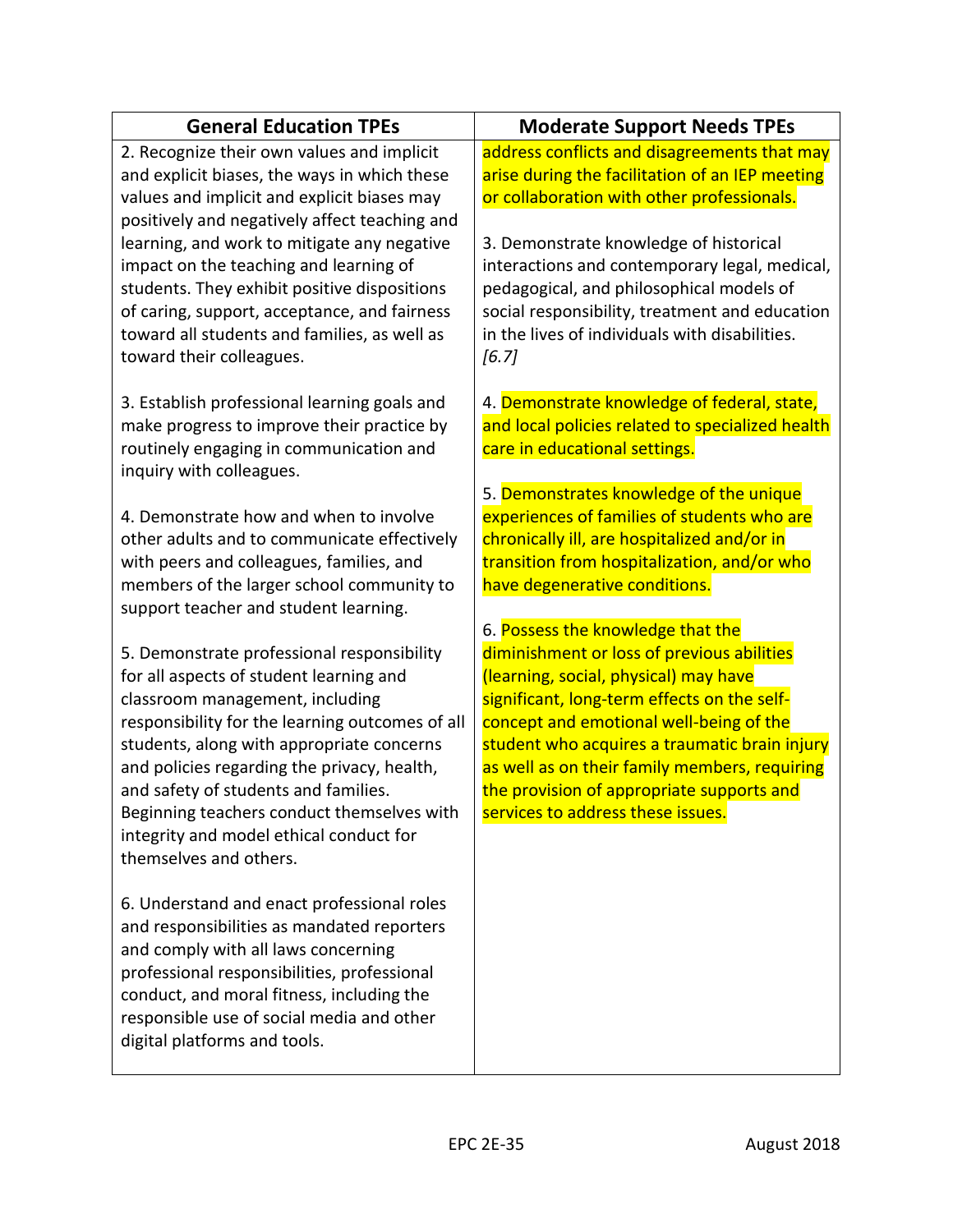| General Education TPEs | Moderate Support Needs TPEs |
|---|---|
| 2. Recognize their own values and implicit and explicit biases, the ways in which these values and implicit and explicit biases may positively and negatively affect teaching and learning, and work to mitigate any negative impact on the teaching and learning of students. They exhibit positive dispositions of caring, support, acceptance, and fairness toward all students and families, as well as toward their colleagues.<br><br>3. Establish professional learning goals and make progress to improve their practice by routinely engaging in communication and inquiry with colleagues.<br><br>4. Demonstrate how and when to involve other adults and to communicate effectively with peers and colleagues, families, and members of the larger school community to support teacher and student learning.<br><br>5. Demonstrate professional responsibility for all aspects of student learning and classroom management, including responsibility for the learning outcomes of all students, along with appropriate concerns and policies regarding the privacy, health, and safety of students and families. Beginning teachers conduct themselves with integrity and model ethical conduct for themselves and others.<br><br>6. Understand and enact professional roles and responsibilities as mandated reporters and comply with all laws concerning professional responsibilities, professional conduct, and moral fitness, including the responsible use of social media and other digital platforms and tools. | address conflicts and disagreements that may arise during the facilitation of an IEP meeting or collaboration with other professionals.<br><br>3. Demonstrate knowledge of historical interactions and contemporary legal, medical, pedagogical, and philosophical models of social responsibility, treatment and education in the lives of individuals with disabilities. *[6.7]*<br><br>4. Demonstrate knowledge of federal, state, and local policies related to specialized health care in educational settings.<br><br>5. Demonstrates knowledge of the unique experiences of families of students who are chronically ill, are hospitalized and/or in transition from hospitalization, and/or who have degenerative conditions.<br><br>6. Possess the knowledge that the diminishment or loss of previous abilities (learning, social, physical) may have significant, long-term effects on the self-concept and emotional well-being of the student who acquires a traumatic brain injury as well as on their family members, requiring the provision of appropriate supports and services to address these issues. |

EPC 2E-35 August 2018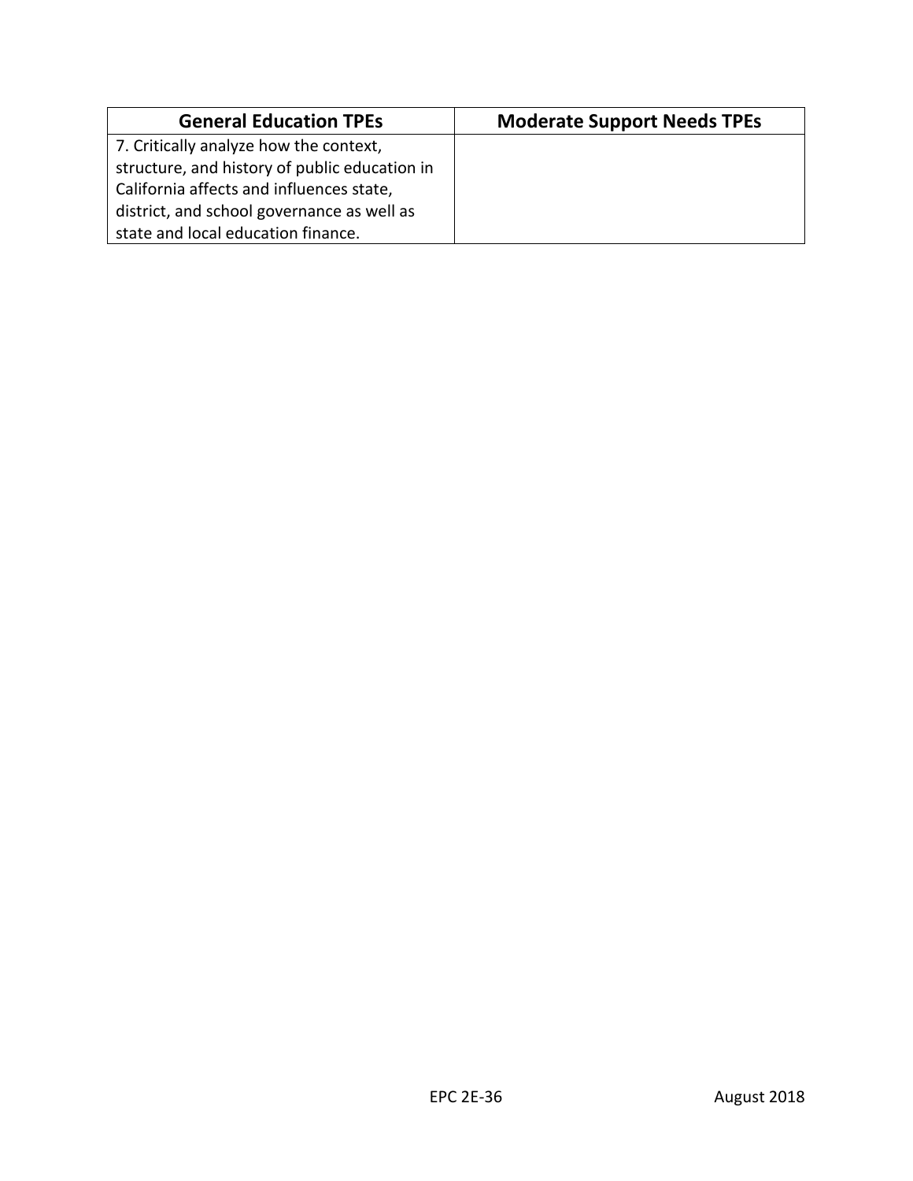| General Education TPEs | Moderate Support Needs TPEs |
|---|---|
| 7. Critically analyze how the context, structure, and history of public education in California affects and influences state, district, and school governance as well as state and local education finance. | |